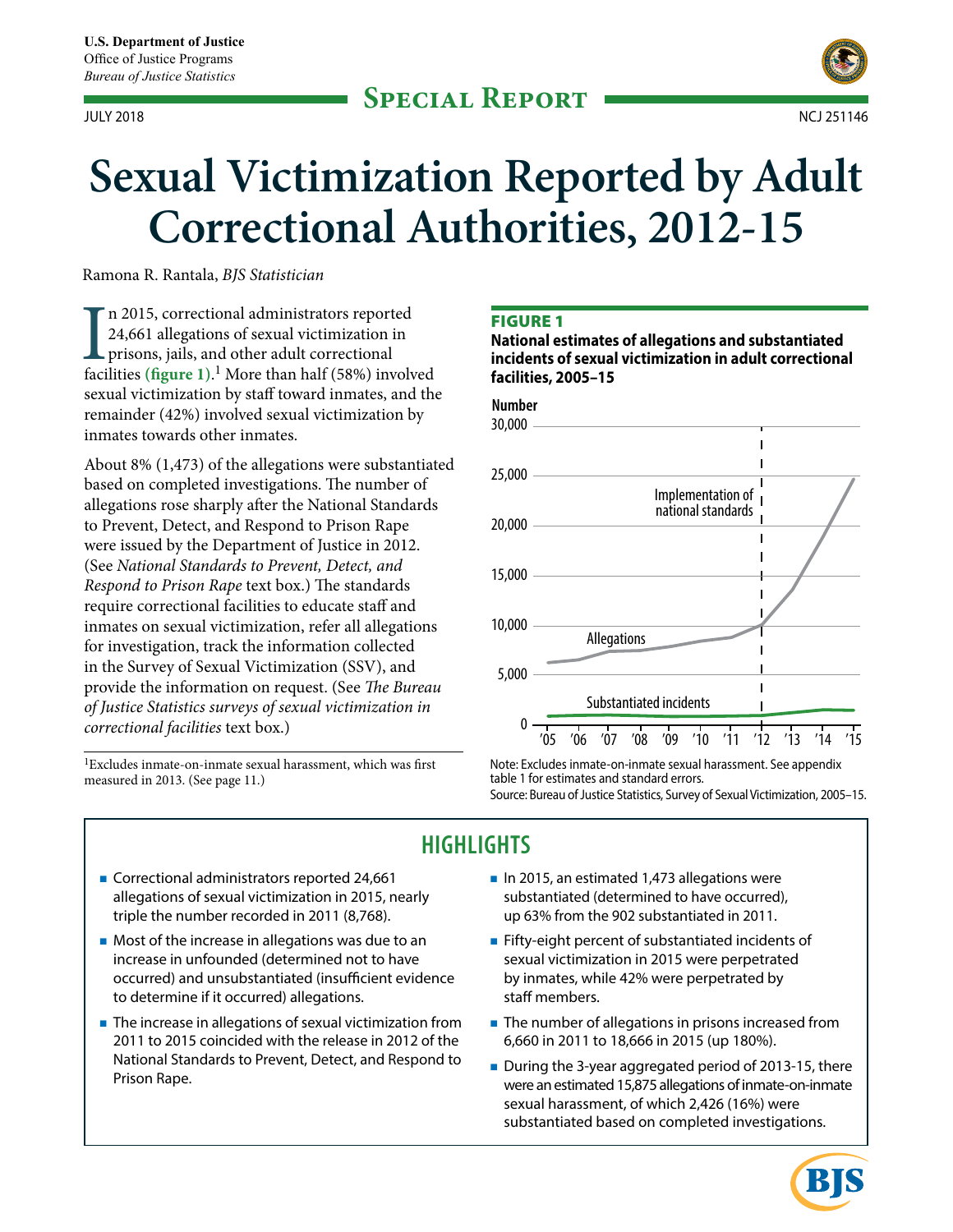U.S. Department of Justice
Office of Justice Programs
*Bureau of Justice Statistics*

**Special Report**

JULY 2018 NCJ 251146

# Sexual Victimization Reported by Adult Correctional Authorities, 2012-15

Ramona R. Rantala, *BJS Statistician*

In 2015, correctional administrators reported 24,661 allegations of sexual victimization in prisons, jails, and other adult correctional facilities **(figure 1)**.[1] More than half (58%) involved sexual victimization by staff toward inmates, and the remainder (42%) involved sexual victimization by inmates towards other inmates.

About 8% (1,473) of the allegations were substantiated based on completed investigations. The number of allegations rose sharply after the National Standards to Prevent, Detect, and Respond to Prison Rape were issued by the Department of Justice in 2012. (See *National Standards to Prevent, Detect, and Respond to Prison Rape* text box.) The standards require correctional facilities to educate staff and inmates on sexual victimization, refer all allegations for investigation, track the information collected in the Survey of Sexual Victimization (SSV), and provide the information on request. (See *The Bureau of Justice Statistics surveys of sexual victimization in correctional facilities* text box.)

[1]Excludes inmate-on-inmate sexual harassment, which was first measured in 2013. (See page 11.)

**FIGURE 1**

**National estimates of allegations and substantiated incidents of sexual victimization in adult correctional facilities, 2005–15**

Note: Excludes inmate-on-inmate sexual harassment. See appendix table 1 for estimates and standard errors.
Source: Bureau of Justice Statistics, Survey of Sexual Victimization, 2005–15.

## HIGHLIGHTS

- Correctional administrators reported 24,661 allegations of sexual victimization in 2015, nearly triple the number recorded in 2011 (8,768).
- Most of the increase in allegations was due to an increase in unfounded (determined not to have occurred) and unsubstantiated (insufficient evidence to determine if it occurred) allegations.
- The increase in allegations of sexual victimization from 2011 to 2015 coincided with the release in 2012 of the National Standards to Prevent, Detect, and Respond to Prison Rape.
- In 2015, an estimated 1,473 allegations were substantiated (determined to have occurred), up 63% from the 902 substantiated in 2011.
- Fifty-eight percent of substantiated incidents of sexual victimization in 2015 were perpetrated by inmates, while 42% were perpetrated by staff members.
- The number of allegations in prisons increased from 6,660 in 2011 to 18,666 in 2015 (up 180%).
- During the 3-year aggregated period of 2013-15, there were an estimated 15,875 allegations of inmate-on-inmate sexual harassment, of which 2,426 (16%) were substantiated based on completed investigations.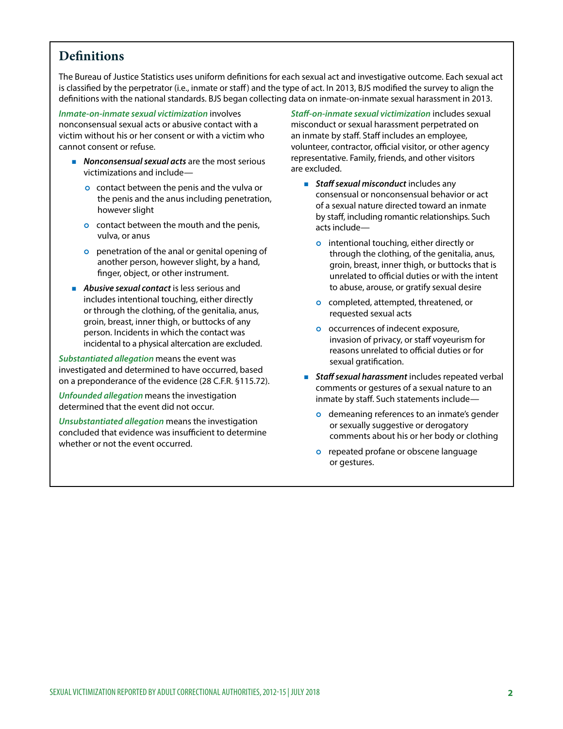## Definitions

The Bureau of Justice Statistics uses uniform definitions for each sexual act and investigative outcome. Each sexual act is classified by the perpetrator (i.e., inmate or staff) and the type of act. In 2013, BJS modified the survey to align the definitions with the national standards. BJS began collecting data on inmate-on-inmate sexual harassment in 2013.

***Inmate-on-inmate sexual victimization*** involves nonconsensual sexual acts or abusive contact with a victim without his or her consent or with a victim who cannot consent or refuse.

- ***Nonconsensual sexual acts*** are the most serious victimizations and include—
  - contact between the penis and the vulva or the penis and the anus including penetration, however slight
  - contact between the mouth and the penis, vulva, or anus
  - penetration of the anal or genital opening of another person, however slight, by a hand, finger, object, or other instrument.
- ***Abusive sexual contact*** is less serious and includes intentional touching, either directly or through the clothing, of the genitalia, anus, groin, breast, inner thigh, or buttocks of any person. Incidents in which the contact was incidental to a physical altercation are excluded.

***Substantiated allegation*** means the event was investigated and determined to have occurred, based on a preponderance of the evidence (28 C.F.R. §115.72).

***Unfounded allegation*** means the investigation determined that the event did not occur.

***Unsubstantiated allegation*** means the investigation concluded that evidence was insufficient to determine whether or not the event occurred.

***Staff-on-inmate sexual victimization*** includes sexual misconduct or sexual harassment perpetrated on an inmate by staff. Staff includes an employee, volunteer, contractor, official visitor, or other agency representative. Family, friends, and other visitors are excluded.

- ***Staff sexual misconduct*** includes any consensual or nonconsensual behavior or act of a sexual nature directed toward an inmate by staff, including romantic relationships. Such acts include—
  - intentional touching, either directly or through the clothing, of the genitalia, anus, groin, breast, inner thigh, or buttocks that is unrelated to official duties or with the intent to abuse, arouse, or gratify sexual desire
  - completed, attempted, threatened, or requested sexual acts
  - occurrences of indecent exposure, invasion of privacy, or staff voyeurism for reasons unrelated to official duties or for sexual gratification.
- ***Staff sexual harassment*** includes repeated verbal comments or gestures of a sexual nature to an inmate by staff. Such statements include—
  - demeaning references to an inmate's gender or sexually suggestive or derogatory comments about his or her body or clothing
  - repeated profane or obscene language or gestures.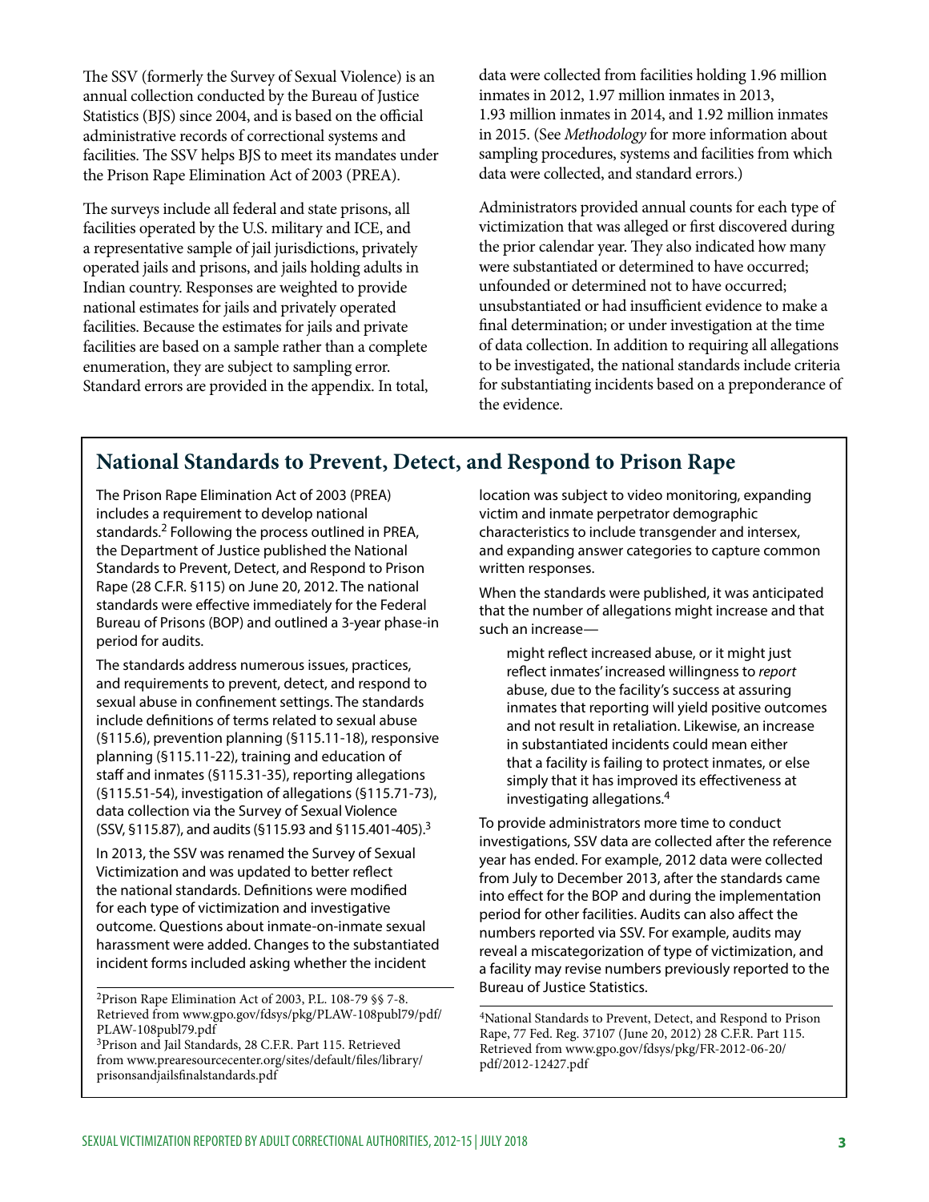The SSV (formerly the Survey of Sexual Violence) is an annual collection conducted by the Bureau of Justice Statistics (BJS) since 2004, and is based on the official administrative records of correctional systems and facilities. The SSV helps BJS to meet its mandates under the Prison Rape Elimination Act of 2003 (PREA).

The surveys include all federal and state prisons, all facilities operated by the U.S. military and ICE, and a representative sample of jail jurisdictions, privately operated jails and prisons, and jails holding adults in Indian country. Responses are weighted to provide national estimates for jails and privately operated facilities. Because the estimates for jails and private facilities are based on a sample rather than a complete enumeration, they are subject to sampling error. Standard errors are provided in the appendix. In total, data were collected from facilities holding 1.96 million inmates in 2012, 1.97 million inmates in 2013, 1.93 million inmates in 2014, and 1.92 million inmates in 2015. (See *Methodology* for more information about sampling procedures, systems and facilities from which data were collected, and standard errors.)

Administrators provided annual counts for each type of victimization that was alleged or first discovered during the prior calendar year. They also indicated how many were substantiated or determined to have occurred; unfounded or determined not to have occurred; unsubstantiated or had insufficient evidence to make a final determination; or under investigation at the time of data collection. In addition to requiring all allegations to be investigated, the national standards include criteria for substantiating incidents based on a preponderance of the evidence.

## National Standards to Prevent, Detect, and Respond to Prison Rape

The Prison Rape Elimination Act of 2003 (PREA) includes a requirement to develop national standards.[2] Following the process outlined in PREA, the Department of Justice published the National Standards to Prevent, Detect, and Respond to Prison Rape (28 C.F.R. §115) on June 20, 2012. The national standards were effective immediately for the Federal Bureau of Prisons (BOP) and outlined a 3-year phase-in period for audits.

The standards address numerous issues, practices, and requirements to prevent, detect, and respond to sexual abuse in confinement settings. The standards include definitions of terms related to sexual abuse (§115.6), prevention planning (§115.11-18), responsive planning (§115.11-22), training and education of staff and inmates (§115.31-35), reporting allegations (§115.51-54), investigation of allegations (§115.71-73), data collection via the Survey of Sexual Violence (SSV, §115.87), and audits (§115.93 and §115.401-405).[3]

In 2013, the SSV was renamed the Survey of Sexual Victimization and was updated to better reflect the national standards. Definitions were modified for each type of victimization and investigative outcome. Questions about inmate-on-inmate sexual harassment were added. Changes to the substantiated incident forms included asking whether the incident location was subject to video monitoring, expanding victim and inmate perpetrator demographic characteristics to include transgender and intersex, and expanding answer categories to capture common written responses.

When the standards were published, it was anticipated that the number of allegations might increase and that such an increase—

> might reflect increased abuse, or it might just reflect inmates' increased willingness to *report* abuse, due to the facility's success at assuring inmates that reporting will yield positive outcomes and not result in retaliation. Likewise, an increase in substantiated incidents could mean either that a facility is failing to protect inmates, or else simply that it has improved its effectiveness at investigating allegations.[4]

To provide administrators more time to conduct investigations, SSV data are collected after the reference year has ended. For example, 2012 data were collected from July to December 2013, after the standards came into effect for the BOP and during the implementation period for other facilities. Audits can also affect the numbers reported via SSV. For example, audits may reveal a miscategorization of type of victimization, and a facility may revise numbers previously reported to the Bureau of Justice Statistics.

[2]Prison Rape Elimination Act of 2003, P.L. 108-79 §§ 7-8. Retrieved from www.gpo.gov/fdsys/pkg/PLAW-108publ79/pdf/PLAW-108publ79.pdf

[3]Prison and Jail Standards, 28 C.F.R. Part 115. Retrieved from www.prearesourcecenter.org/sites/default/files/library/prisonsandjailsfinalstandards.pdf

[4]National Standards to Prevent, Detect, and Respond to Prison Rape, 77 Fed. Reg. 37107 (June 20, 2012) 28 C.F.R. Part 115. Retrieved from www.gpo.gov/fdsys/pkg/FR-2012-06-20/pdf/2012-12427.pdf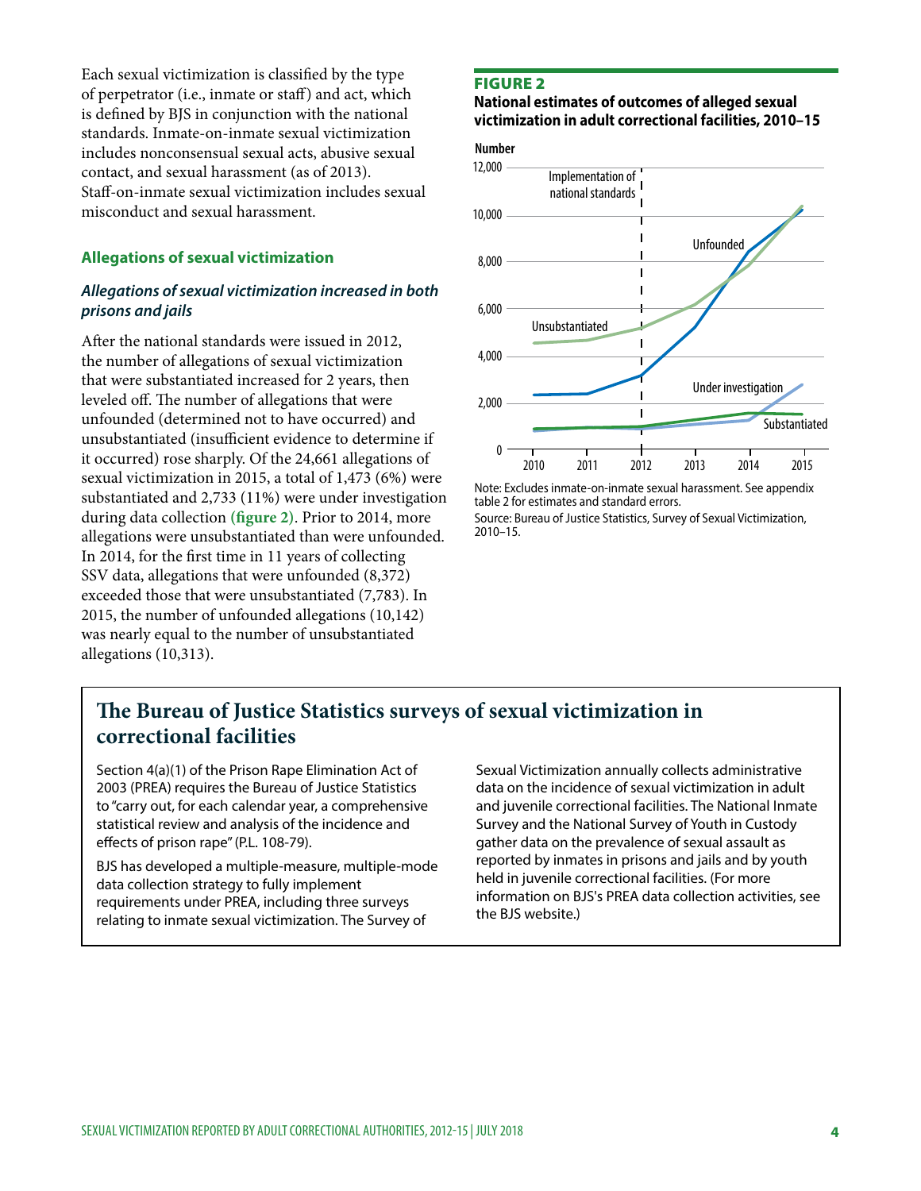Each sexual victimization is classified by the type of perpetrator (i.e., inmate or staff) and act, which is defined by BJS in conjunction with the national standards. Inmate-on-inmate sexual victimization includes nonconsensual sexual acts, abusive sexual contact, and sexual harassment (as of 2013). Staff-on-inmate sexual victimization includes sexual misconduct and sexual harassment.

## Allegations of sexual victimization

### *Allegations of sexual victimization increased in both prisons and jails*

After the national standards were issued in 2012, the number of allegations of sexual victimization that were substantiated increased for 2 years, then leveled off. The number of allegations that were unfounded (determined not to have occurred) and unsubstantiated (insufficient evidence to determine if it occurred) rose sharply. Of the 24,661 allegations of sexual victimization in 2015, a total of 1,473 (6%) were substantiated and 2,733 (11%) were under investigation during data collection **(figure 2)**. Prior to 2014, more allegations were unsubstantiated than were unfounded. In 2014, for the first time in 11 years of collecting SSV data, allegations that were unfounded (8,372) exceeded those that were unsubstantiated (7,783). In 2015, the number of unfounded allegations (10,142) was nearly equal to the number of unsubstantiated allegations (10,313).

**FIGURE 2**

**National estimates of outcomes of alleged sexual victimization in adult correctional facilities, 2010–15**

Note: Excludes inmate-on-inmate sexual harassment. See appendix table 2 for estimates and standard errors.

Source: Bureau of Justice Statistics, Survey of Sexual Victimization, 2010–15.

## The Bureau of Justice Statistics surveys of sexual victimization in correctional facilities

Section 4(a)(1) of the Prison Rape Elimination Act of 2003 (PREA) requires the Bureau of Justice Statistics to "carry out, for each calendar year, a comprehensive statistical review and analysis of the incidence and effects of prison rape" (P.L. 108-79).

BJS has developed a multiple-measure, multiple-mode data collection strategy to fully implement requirements under PREA, including three surveys relating to inmate sexual victimization. The Survey of Sexual Victimization annually collects administrative data on the incidence of sexual victimization in adult and juvenile correctional facilities. The National Inmate Survey and the National Survey of Youth in Custody gather data on the prevalence of sexual assault as reported by inmates in prisons and jails and by youth held in juvenile correctional facilities. (For more information on BJS's PREA data collection activities, see the BJS website.)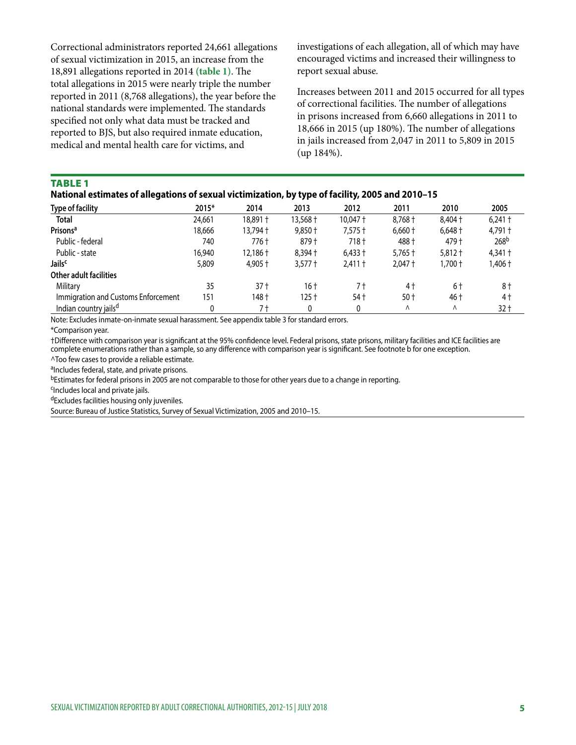Correctional administrators reported 24,661 allegations of sexual victimization in 2015, an increase from the 18,891 allegations reported in 2014 **(table 1)**. The total allegations in 2015 were nearly triple the number reported in 2011 (8,768 allegations), the year before the national standards were implemented. The standards specified not only what data must be tracked and reported to BJS, but also required inmate education, medical and mental health care for victims, and investigations of each allegation, all of which may have encouraged victims and increased their willingness to report sexual abuse.

Increases between 2011 and 2015 occurred for all types of correctional facilities. The number of allegations in prisons increased from 6,660 allegations in 2011 to 18,666 in 2015 (up 180%). The number of allegations in jails increased from 2,047 in 2011 to 5,809 in 2015 (up 184%).

**TABLE 1**
**National estimates of allegations of sexual victimization, by type of facility, 2005 and 2010–15**

| Type of facility | 2015* | 2014 | 2013 | 2012 | 2011 | 2010 | 2005 |
|---|---|---|---|---|---|---|---|
| **Total** | 24,661 | 18,891 † | 13,568 † | 10,047 † | 8,768 † | 8,404 † | 6,241 † |
| **Prisons**[a] | 18,666 | 13,794 † | 9,850 † | 7,575 † | 6,660 † | 6,648 † | 4,791 † |
| Public - federal | 740 | 776 † | 879 † | 718 † | 488 † | 479 † | 268[b] |
| Public - state | 16,940 | 12,186 † | 8,394 † | 6,433 † | 5,765 † | 5,812 † | 4,341 † |
| **Jails**[c] | 5,809 | 4,905 † | 3,577 † | 2,411 † | 2,047 † | 1,700 † | 1,406 † |
| **Other adult facilities** | | | | | | | |
| Military | 35 | 37 † | 16 † | 7 † | 4 † | 6 † | 8 † |
| Immigration and Customs Enforcement | 151 | 148 † | 125 † | 54 † | 50 † | 46 † | 4 † |
| Indian country jails[d] | 0 | 7 † | 0 | 0 | ^ | ^ | 32 † |

Note: Excludes inmate-on-inmate sexual harassment. See appendix table 3 for standard errors.

*Comparison year.

†Difference with comparison year is significant at the 95% confidence level. Federal prisons, state prisons, military facilities and ICE facilities are complete enumerations rather than a sample, so any difference with comparison year is significant. See footnote b for one exception.

^Too few cases to provide a reliable estimate.

[a]Includes federal, state, and private prisons.

[b]Estimates for federal prisons in 2005 are not comparable to those for other years due to a change in reporting.

[c]Includes local and private jails.

[d]Excludes facilities housing only juveniles.

Source: Bureau of Justice Statistics, Survey of Sexual Victimization, 2005 and 2010–15.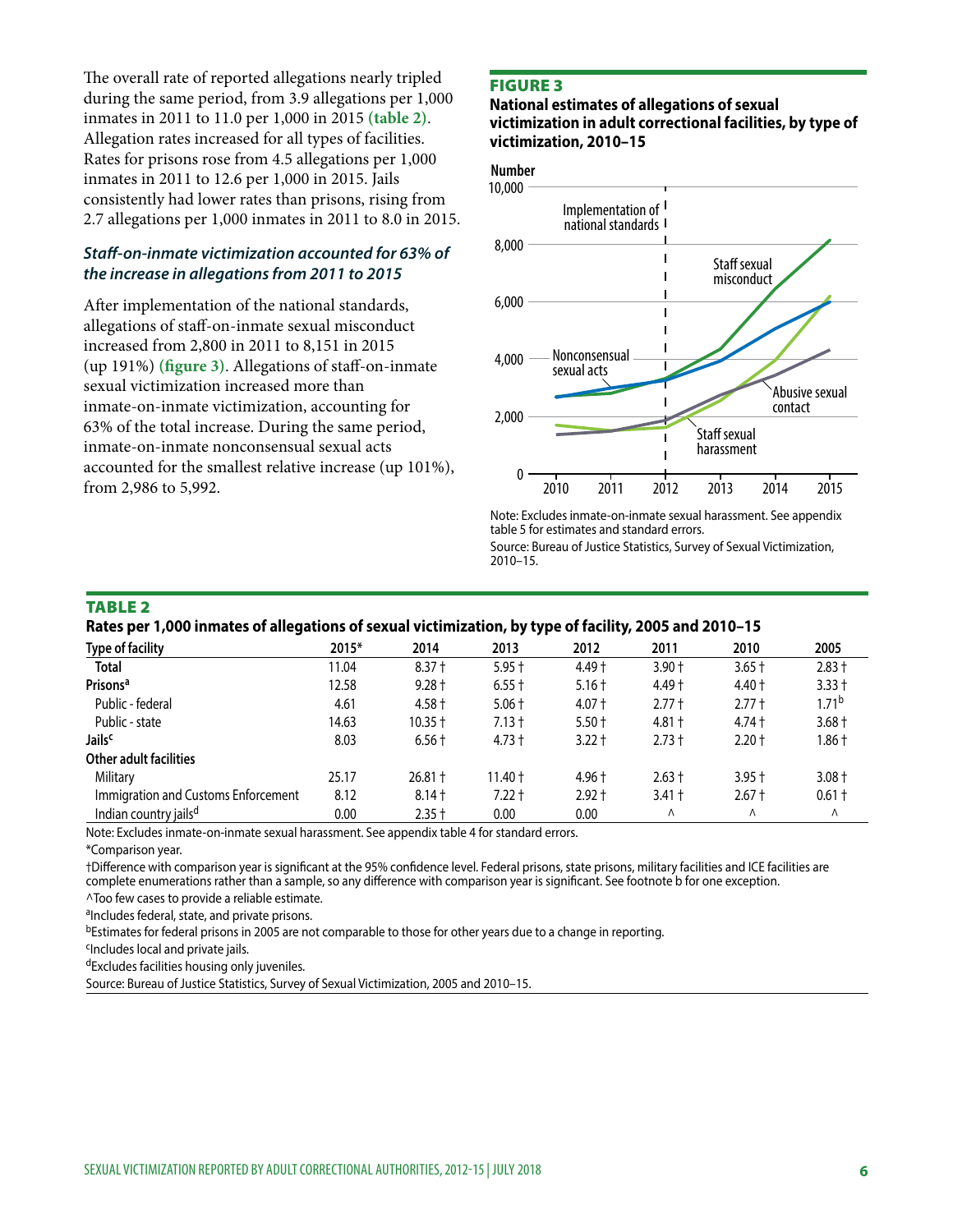The overall rate of reported allegations nearly tripled during the same period, from 3.9 allegations per 1,000 inmates in 2011 to 11.0 per 1,000 in 2015 **(table 2)**. Allegation rates increased for all types of facilities. Rates for prisons rose from 4.5 allegations per 1,000 inmates in 2011 to 12.6 per 1,000 in 2015. Jails consistently had lower rates than prisons, rising from 2.7 allegations per 1,000 inmates in 2011 to 8.0 in 2015.

### *Staff-on-inmate victimization accounted for 63% of the increase in allegations from 2011 to 2015*

After implementation of the national standards, allegations of staff-on-inmate sexual misconduct increased from 2,800 in 2011 to 8,151 in 2015 (up 191%) **(figure 3)**. Allegations of staff-on-inmate sexual victimization increased more than inmate-on-inmate victimization, accounting for 63% of the total increase. During the same period, inmate-on-inmate nonconsensual sexual acts accounted for the smallest relative increase (up 101%), from 2,986 to 5,992.

**FIGURE 3**

**National estimates of allegations of sexual victimization in adult correctional facilities, by type of victimization, 2010–15**

Note: Excludes inmate-on-inmate sexual harassment. See appendix table 5 for estimates and standard errors.

Source: Bureau of Justice Statistics, Survey of Sexual Victimization, 2010–15.

**TABLE 2**

**Rates per 1,000 inmates of allegations of sexual victimization, by type of facility, 2005 and 2010–15**

| Type of facility | 2015* | 2014 | 2013 | 2012 | 2011 | 2010 | 2005 |
|---|---|---|---|---|---|---|---|
| **Total** | 11.04 | 8.37 † | 5.95 † | 4.49 † | 3.90 † | 3.65 † | 2.83 † |
| **Prisons**[a] | 12.58 | 9.28 † | 6.55 † | 5.16 † | 4.49 † | 4.40 † | 3.33 † |
| Public - federal | 4.61 | 4.58 † | 5.06 † | 4.07 † | 2.77 † | 2.77 † | 1.71[b] |
| Public - state | 14.63 | 10.35 † | 7.13 † | 5.50 † | 4.81 † | 4.74 † | 3.68 † |
| **Jails**[c] | 8.03 | 6.56 † | 4.73 † | 3.22 † | 2.73 † | 2.20 † | 1.86 † |
| **Other adult facilities** | | | | | | | |
| Military | 25.17 | 26.81 † | 11.40 † | 4.96 † | 2.63 † | 3.95 † | 3.08 † |
| Immigration and Customs Enforcement | 8.12 | 8.14 † | 7.22 † | 2.92 † | 3.41 † | 2.67 † | 0.61 † |
| Indian country jails[d] | 0.00 | 2.35 † | 0.00 | 0.00 | ^ | ^ | ^ |

Note: Excludes inmate-on-inmate sexual harassment. See appendix table 4 for standard errors.

*Comparison year.

†Difference with comparison year is significant at the 95% confidence level. Federal prisons, state prisons, military facilities and ICE facilities are complete enumerations rather than a sample, so any difference with comparison year is significant. See footnote b for one exception.

^Too few cases to provide a reliable estimate.

[a]Includes federal, state, and private prisons.

[b]Estimates for federal prisons in 2005 are not comparable to those for other years due to a change in reporting.

[c]Includes local and private jails.

[d]Excludes facilities housing only juveniles.

Source: Bureau of Justice Statistics, Survey of Sexual Victimization, 2005 and 2010–15.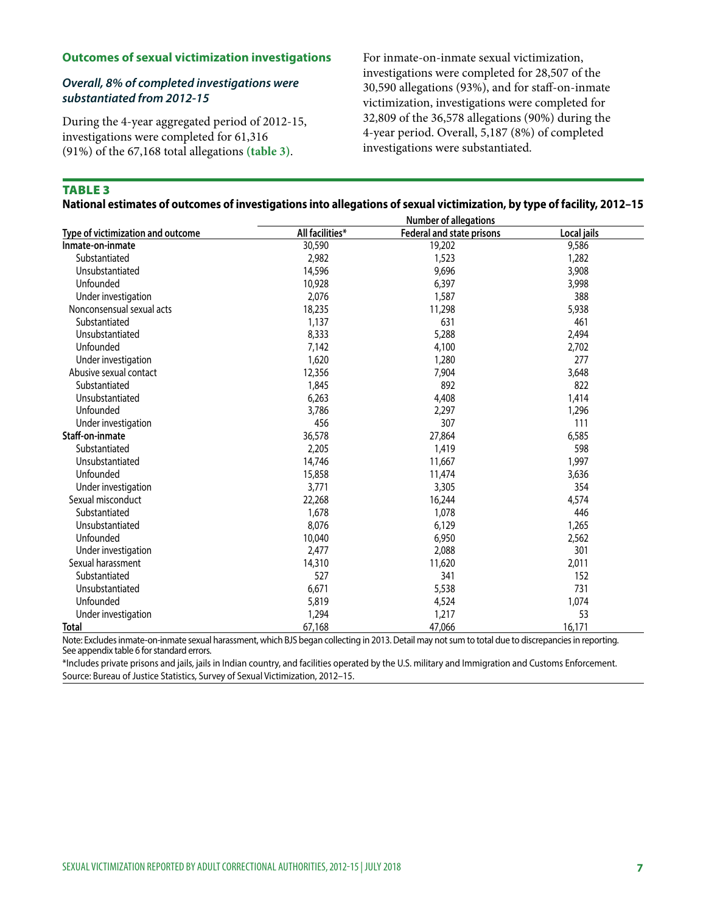## Outcomes of sexual victimization investigations

### *Overall, 8% of completed investigations were substantiated from 2012-15*

During the 4-year aggregated period of 2012-15, investigations were completed for 61,316 (91%) of the 67,168 total allegations **(table 3)**.

For inmate-on-inmate sexual victimization, investigations were completed for 28,507 of the 30,590 allegations (93%), and for staff-on-inmate victimization, investigations were completed for 32,809 of the 36,578 allegations (90%) during the 4-year period. Overall, 5,187 (8%) of completed investigations were substantiated.

**TABLE 3**

**National estimates of outcomes of investigations into allegations of sexual victimization, by type of facility, 2012–15**

| | Number of allegations | | |
|---|---|---|---|
| **Type of victimization and outcome** | **All facilities*** | **Federal and state prisons** | **Local jails** |
| **Inmate-on-inmate** | 30,590 | 19,202 | 9,586 |
| Substantiated | 2,982 | 1,523 | 1,282 |
| Unsubstantiated | 14,596 | 9,696 | 3,908 |
| Unfounded | 10,928 | 6,397 | 3,998 |
| Under investigation | 2,076 | 1,587 | 388 |
| Nonconsensual sexual acts | 18,235 | 11,298 | 5,938 |
| Substantiated | 1,137 | 631 | 461 |
| Unsubstantiated | 8,333 | 5,288 | 2,494 |
| Unfounded | 7,142 | 4,100 | 2,702 |
| Under investigation | 1,620 | 1,280 | 277 |
| Abusive sexual contact | 12,356 | 7,904 | 3,648 |
| Substantiated | 1,845 | 892 | 822 |
| Unsubstantiated | 6,263 | 4,408 | 1,414 |
| Unfounded | 3,786 | 2,297 | 1,296 |
| Under investigation | 456 | 307 | 111 |
| **Staff-on-inmate** | 36,578 | 27,864 | 6,585 |
| Substantiated | 2,205 | 1,419 | 598 |
| Unsubstantiated | 14,746 | 11,667 | 1,997 |
| Unfounded | 15,858 | 11,474 | 3,636 |
| Under investigation | 3,771 | 3,305 | 354 |
| Sexual misconduct | 22,268 | 16,244 | 4,574 |
| Substantiated | 1,678 | 1,078 | 446 |
| Unsubstantiated | 8,076 | 6,129 | 1,265 |
| Unfounded | 10,040 | 6,950 | 2,562 |
| Under investigation | 2,477 | 2,088 | 301 |
| Sexual harassment | 14,310 | 11,620 | 2,011 |
| Substantiated | 527 | 341 | 152 |
| Unsubstantiated | 6,671 | 5,538 | 731 |
| Unfounded | 5,819 | 4,524 | 1,074 |
| Under investigation | 1,294 | 1,217 | 53 |
| **Total** | 67,168 | 47,066 | 16,171 |

Note: Excludes inmate-on-inmate sexual harassment, which BJS began collecting in 2013. Detail may not sum to total due to discrepancies in reporting. See appendix table 6 for standard errors.

*Includes private prisons and jails, jails in Indian country, and facilities operated by the U.S. military and Immigration and Customs Enforcement.

Source: Bureau of Justice Statistics, Survey of Sexual Victimization, 2012–15.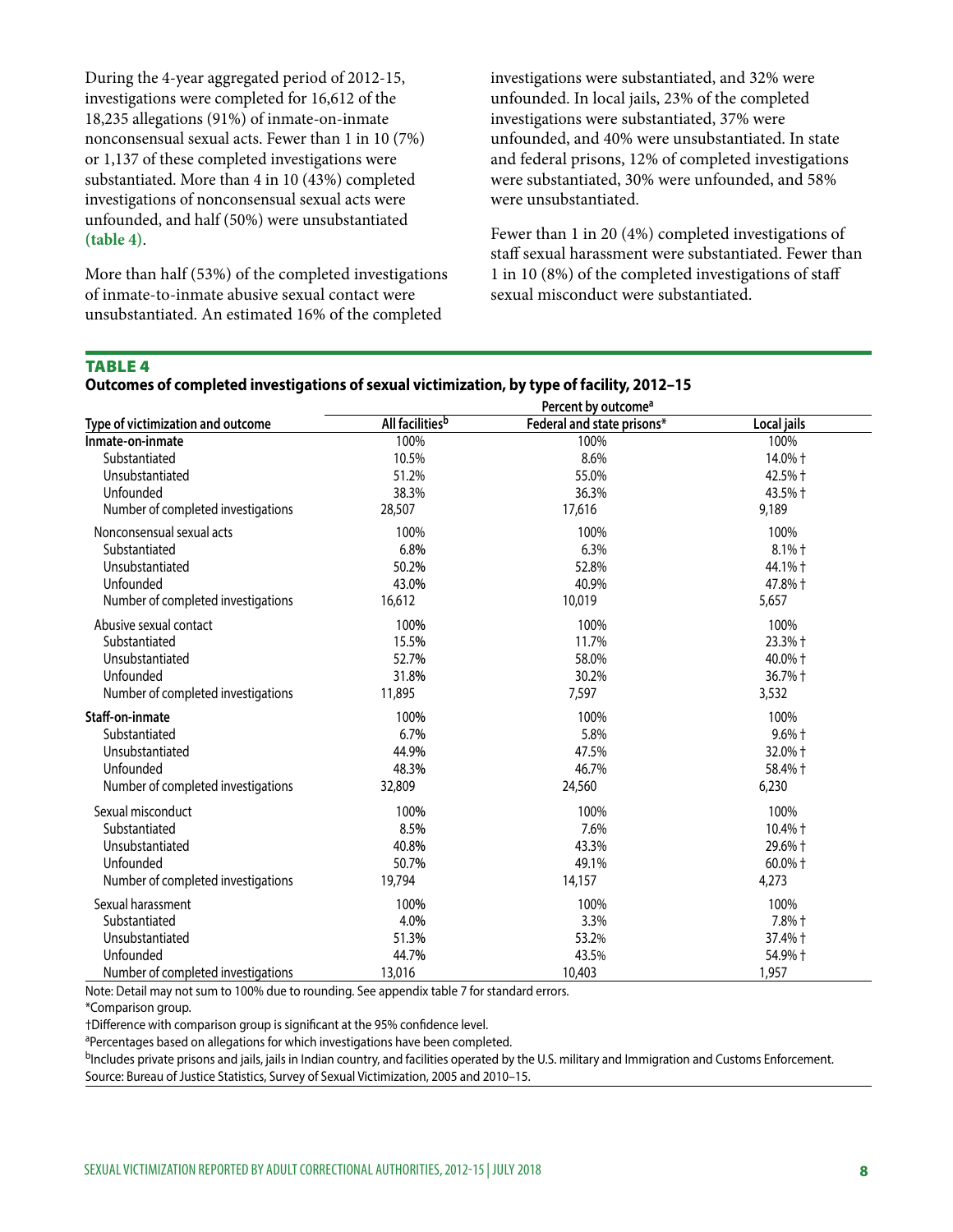During the 4-year aggregated period of 2012-15, investigations were completed for 16,612 of the 18,235 allegations (91%) of inmate-on-inmate nonconsensual sexual acts. Fewer than 1 in 10 (7%) or 1,137 of these completed investigations were substantiated. More than 4 in 10 (43%) completed investigations of nonconsensual sexual acts were unfounded, and half (50%) were unsubstantiated **(table 4)**.

More than half (53%) of the completed investigations of inmate-to-inmate abusive sexual contact were unsubstantiated. An estimated 16% of the completed investigations were substantiated, and 32% were unfounded. In local jails, 23% of the completed investigations were substantiated, 37% were unfounded, and 40% were unsubstantiated. In state and federal prisons, 12% of completed investigations were substantiated, 30% were unfounded, and 58% were unsubstantiated.

Fewer than 1 in 20 (4%) completed investigations of staff sexual harassment were substantiated. Fewer than 1 in 10 (8%) of the completed investigations of staff sexual misconduct were substantiated.

**TABLE 4**

**Outcomes of completed investigations of sexual victimization, by type of facility, 2012–15**

| | Percent by outcome[a] | | |
|---|---|---|---|
| Type of victimization and outcome | All facilities[b] | Federal and state prisons* | Local jails |
| **Inmate-on-inmate** | 100% | 100% | 100% |
| Substantiated | 10.5% | 8.6% | 14.0% † |
| Unsubstantiated | 51.2% | 55.0% | 42.5% † |
| Unfounded | 38.3% | 36.3% | 43.5% † |
| Number of completed investigations | 28,507 | 17,616 | 9,189 |
| Nonconsensual sexual acts | 100% | 100% | 100% |
| Substantiated | 6.8% | 6.3% | 8.1% † |
| Unsubstantiated | 50.2% | 52.8% | 44.1% † |
| Unfounded | 43.0% | 40.9% | 47.8% † |
| Number of completed investigations | 16,612 | 10,019 | 5,657 |
| Abusive sexual contact | 100% | 100% | 100% |
| Substantiated | 15.5% | 11.7% | 23.3% † |
| Unsubstantiated | 52.7% | 58.0% | 40.0% † |
| Unfounded | 31.8% | 30.2% | 36.7% † |
| Number of completed investigations | 11,895 | 7,597 | 3,532 |
| **Staff-on-inmate** | 100% | 100% | 100% |
| Substantiated | 6.7% | 5.8% | 9.6% † |
| Unsubstantiated | 44.9% | 47.5% | 32.0% † |
| Unfounded | 48.3% | 46.7% | 58.4% † |
| Number of completed investigations | 32,809 | 24,560 | 6,230 |
| Sexual misconduct | 100% | 100% | 100% |
| Substantiated | 8.5% | 7.6% | 10.4% † |
| Unsubstantiated | 40.8% | 43.3% | 29.6% † |
| Unfounded | 50.7% | 49.1% | 60.0% † |
| Number of completed investigations | 19,794 | 14,157 | 4,273 |
| Sexual harassment | 100% | 100% | 100% |
| Substantiated | 4.0% | 3.3% | 7.8% † |
| Unsubstantiated | 51.3% | 53.2% | 37.4% † |
| Unfounded | 44.7% | 43.5% | 54.9% † |
| Number of completed investigations | 13,016 | 10,403 | 1,957 |

Note: Detail may not sum to 100% due to rounding. See appendix table 7 for standard errors.

*Comparison group.

†Difference with comparison group is significant at the 95% confidence level.

[a]Percentages based on allegations for which investigations have been completed.

[b]Includes private prisons and jails, jails in Indian country, and facilities operated by the U.S. military and Immigration and Customs Enforcement.

Source: Bureau of Justice Statistics, Survey of Sexual Victimization, 2005 and 2010–15.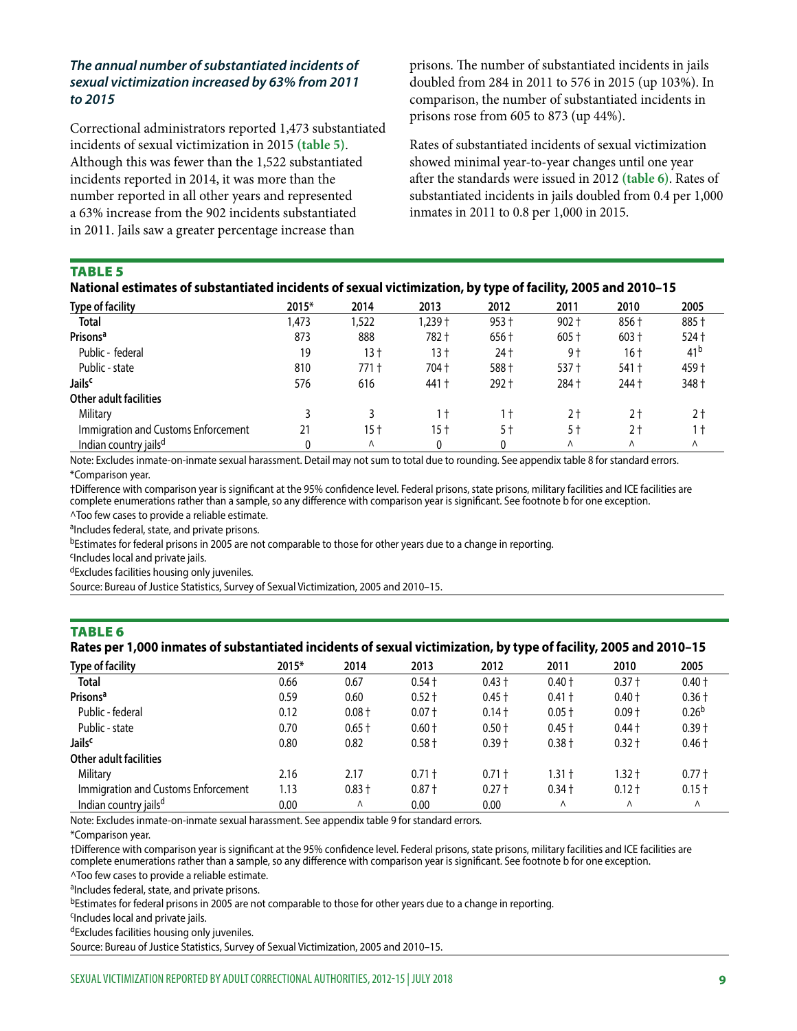### *The annual number of substantiated incidents of sexual victimization increased by 63% from 2011 to 2015*

Correctional administrators reported 1,473 substantiated incidents of sexual victimization in 2015 **(table 5)**. Although this was fewer than the 1,522 substantiated incidents reported in 2014, it was more than the number reported in all other years and represented a 63% increase from the 902 incidents substantiated in 2011. Jails saw a greater percentage increase than prisons. The number of substantiated incidents in jails doubled from 284 in 2011 to 576 in 2015 (up 103%). In comparison, the number of substantiated incidents in prisons rose from 605 to 873 (up 44%).

Rates of substantiated incidents of sexual victimization showed minimal year-to-year changes until one year after the standards were issued in 2012 **(table 6)**. Rates of substantiated incidents in jails doubled from 0.4 per 1,000 inmates in 2011 to 0.8 per 1,000 in 2015.

**TABLE 5**

**National estimates of substantiated incidents of sexual victimization, by type of facility, 2005 and 2010–15**

| Type of facility | 2015* | 2014 | 2013 | 2012 | 2011 | 2010 | 2005 |
|---|---|---|---|---|---|---|---|
| **Total** | 1,473 | 1,522 | 1,239 † | 953 † | 902 † | 856 † | 885 † |
| **Prisons**[a] | 873 | 888 | 782 † | 656 † | 605 † | 603 † | 524 † |
| Public - federal | 19 | 13 † | 13 † | 24 † | 9 † | 16 † | 41[b] |
| Public - state | 810 | 771 † | 704 † | 588 † | 537 † | 541 † | 459 † |
| **Jails**[c] | 576 | 616 | 441 † | 292 † | 284 † | 244 † | 348 † |
| **Other adult facilities** | | | | | | | |
| Military | 3 | 3 | 1 † | 1 † | 2 † | 2 † | 2 † |
| Immigration and Customs Enforcement | 21 | 15 † | 15 † | 5 † | 5 † | 2 † | 1 † |
| Indian country jails[d] | 0 | ^ | 0 | 0 | ^ | ^ | ^ |

Note: Excludes inmate-on-inmate sexual harassment. Detail may not sum to total due to rounding. See appendix table 8 for standard errors.

*Comparison year.

†Difference with comparison year is significant at the 95% confidence level. Federal prisons, state prisons, military facilities and ICE facilities are complete enumerations rather than a sample, so any difference with comparison year is significant. See footnote b for one exception.

^Too few cases to provide a reliable estimate.

[a]Includes federal, state, and private prisons.

[b]Estimates for federal prisons in 2005 are not comparable to those for other years due to a change in reporting.

[c]Includes local and private jails.

[d]Excludes facilities housing only juveniles.

Source: Bureau of Justice Statistics, Survey of Sexual Victimization, 2005 and 2010–15.

**TABLE 6**

**Rates per 1,000 inmates of substantiated incidents of sexual victimization, by type of facility, 2005 and 2010–15**

| Type of facility | 2015* | 2014 | 2013 | 2012 | 2011 | 2010 | 2005 |
|---|---|---|---|---|---|---|---|
| **Total** | 0.66 | 0.67 | 0.54 † | 0.43 † | 0.40 † | 0.37 † | 0.40 † |
| **Prisons**[a] | 0.59 | 0.60 | 0.52 † | 0.45 † | 0.41 † | 0.40 † | 0.36 † |
| Public - federal | 0.12 | 0.08 † | 0.07 † | 0.14 † | 0.05 † | 0.09 † | 0.26[b] |
| Public - state | 0.70 | 0.65 † | 0.60 † | 0.50 † | 0.45 † | 0.44 † | 0.39 † |
| **Jails**[c] | 0.80 | 0.82 | 0.58 † | 0.39 † | 0.38 † | 0.32 † | 0.46 † |
| **Other adult facilities** | | | | | | | |
| Military | 2.16 | 2.17 | 0.71 † | 0.71 † | 1.31 † | 1.32 † | 0.77 † |
| Immigration and Customs Enforcement | 1.13 | 0.83 † | 0.87 † | 0.27 † | 0.34 † | 0.12 † | 0.15 † |
| Indian country jails[d] | 0.00 | ^ | 0.00 | 0.00 | ^ | ^ | ^ |

Note: Excludes inmate-on-inmate sexual harassment. See appendix table 9 for standard errors.

*Comparison year.

†Difference with comparison year is significant at the 95% confidence level. Federal prisons, state prisons, military facilities and ICE facilities are complete enumerations rather than a sample, so any difference with comparison year is significant. See footnote b for one exception.

^Too few cases to provide a reliable estimate.

[a]Includes federal, state, and private prisons.

[b]Estimates for federal prisons in 2005 are not comparable to those for other years due to a change in reporting.

[c]Includes local and private jails.

[d]Excludes facilities housing only juveniles.

Source: Bureau of Justice Statistics, Survey of Sexual Victimization, 2005 and 2010–15.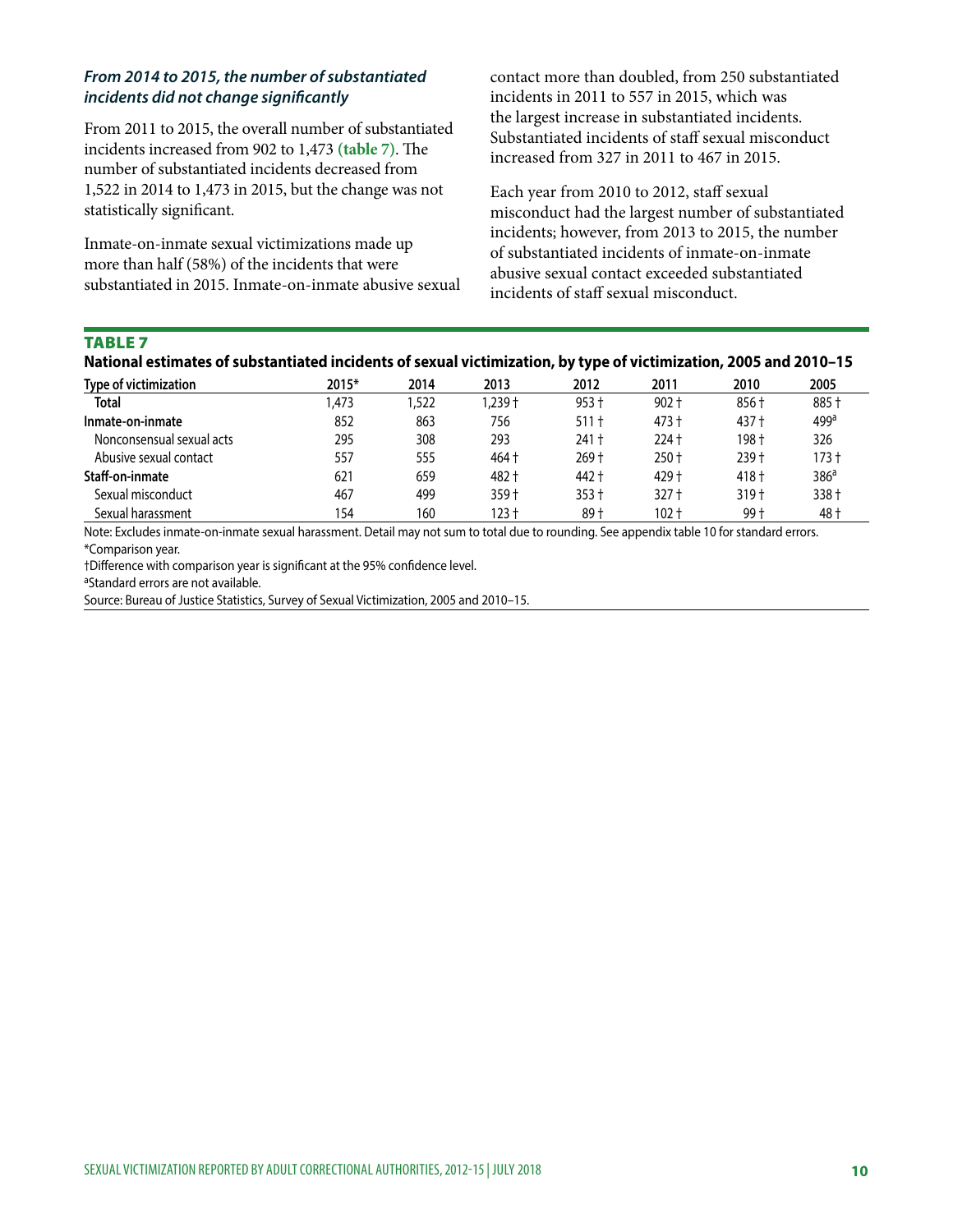***From 2014 to 2015, the number of substantiated incidents did not change significantly***

From 2011 to 2015, the overall number of substantiated incidents increased from 902 to 1,473 **(table 7)**. The number of substantiated incidents decreased from 1,522 in 2014 to 1,473 in 2015, but the change was not statistically significant.

Inmate-on-inmate sexual victimizations made up more than half (58%) of the incidents that were substantiated in 2015. Inmate-on-inmate abusive sexual contact more than doubled, from 250 substantiated incidents in 2011 to 557 in 2015, which was the largest increase in substantiated incidents. Substantiated incidents of staff sexual misconduct increased from 327 in 2011 to 467 in 2015.

Each year from 2010 to 2012, staff sexual misconduct had the largest number of substantiated incidents; however, from 2013 to 2015, the number of substantiated incidents of inmate-on-inmate abusive sexual contact exceeded substantiated incidents of staff sexual misconduct.

**TABLE 7**

**National estimates of substantiated incidents of sexual victimization, by type of victimization, 2005 and 2010–15**

| Type of victimization | 2015* | 2014 | 2013 | 2012 | 2011 | 2010 | 2005 |
|---|---|---|---|---|---|---|---|
| **Total** | 1,473 | 1,522 | 1,239 † | 953 † | 902 † | 856 † | 885 † |
| **Inmate-on-inmate** | 852 | 863 | 756 | 511 † | 473 † | 437 † | 499[a] |
| Nonconsensual sexual acts | 295 | 308 | 293 | 241 † | 224 † | 198 † | 326 |
| Abusive sexual contact | 557 | 555 | 464 † | 269 † | 250 † | 239 † | 173 † |
| **Staff-on-inmate** | 621 | 659 | 482 † | 442 † | 429 † | 418 † | 386[a] |
| Sexual misconduct | 467 | 499 | 359 † | 353 † | 327 † | 319 † | 338 † |
| Sexual harassment | 154 | 160 | 123 † | 89 † | 102 † | 99 † | 48 † |

Note: Excludes inmate-on-inmate sexual harassment. Detail may not sum to total due to rounding. See appendix table 10 for standard errors.
*Comparison year.
†Difference with comparison year is significant at the 95% confidence level.
[a]Standard errors are not available.
Source: Bureau of Justice Statistics, Survey of Sexual Victimization, 2005 and 2010–15.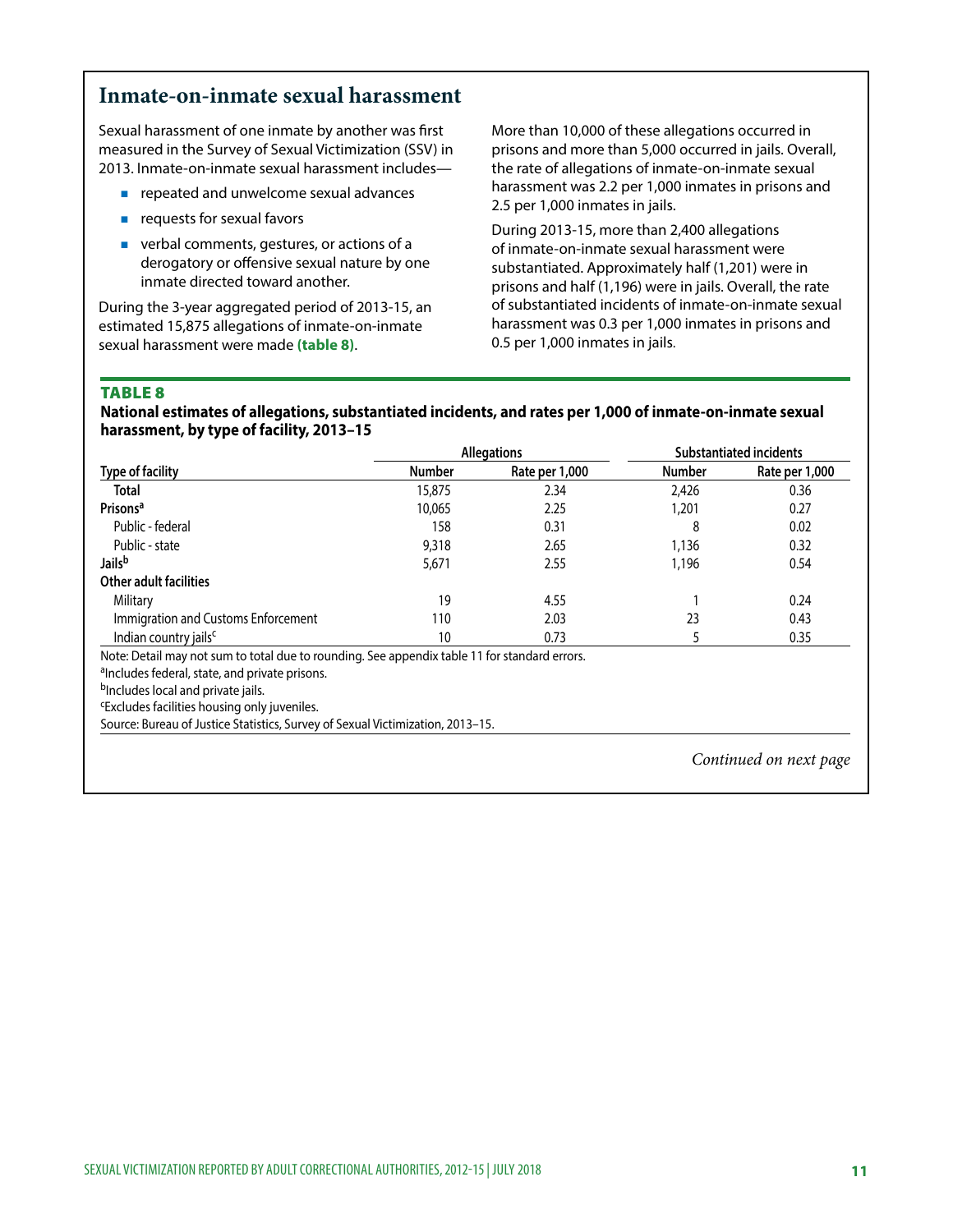## Inmate-on-inmate sexual harassment

Sexual harassment of one inmate by another was first measured in the Survey of Sexual Victimization (SSV) in 2013. Inmate-on-inmate sexual harassment includes—

- repeated and unwelcome sexual advances
- requests for sexual favors
- verbal comments, gestures, or actions of a derogatory or offensive sexual nature by one inmate directed toward another.

During the 3-year aggregated period of 2013-15, an estimated 15,875 allegations of inmate-on-inmate sexual harassment were made **(table 8)**.

More than 10,000 of these allegations occurred in prisons and more than 5,000 occurred in jails. Overall, the rate of allegations of inmate-on-inmate sexual harassment was 2.2 per 1,000 inmates in prisons and 2.5 per 1,000 inmates in jails.

During 2013-15, more than 2,400 allegations of inmate-on-inmate sexual harassment were substantiated. Approximately half (1,201) were in prisons and half (1,196) were in jails. Overall, the rate of substantiated incidents of inmate-on-inmate sexual harassment was 0.3 per 1,000 inmates in prisons and 0.5 per 1,000 inmates in jails.

**TABLE 8**

**National estimates of allegations, substantiated incidents, and rates per 1,000 of inmate-on-inmate sexual harassment, by type of facility, 2013–15**

| | Allegations | | Substantiated incidents | |
|---|---|---|---|---|
| Type of facility | Number | Rate per 1,000 | Number | Rate per 1,000 |
| **Total** | 15,875 | 2.34 | 2,426 | 0.36 |
| **Prisons[a]** | 10,065 | 2.25 | 1,201 | 0.27 |
| Public - federal | 158 | 0.31 | 8 | 0.02 |
| Public - state | 9,318 | 2.65 | 1,136 | 0.32 |
| **Jails[b]** | 5,671 | 2.55 | 1,196 | 0.54 |
| **Other adult facilities** | | | | |
| Military | 19 | 4.55 | 1 | 0.24 |
| Immigration and Customs Enforcement | 110 | 2.03 | 23 | 0.43 |
| Indian country jails[c] | 10 | 0.73 | 5 | 0.35 |

Note: Detail may not sum to total due to rounding. See appendix table 11 for standard errors.

[a]Includes federal, state, and private prisons.

[b]Includes local and private jails.

[c]Excludes facilities housing only juveniles.

Source: Bureau of Justice Statistics, Survey of Sexual Victimization, 2013–15.

*Continued on next page*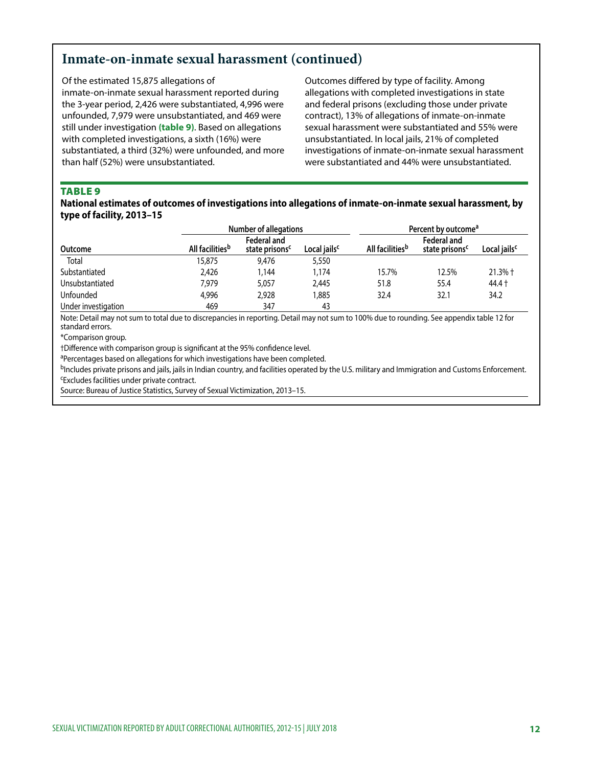## Inmate-on-inmate sexual harassment (continued)

Of the estimated 15,875 allegations of inmate-on-inmate sexual harassment reported during the 3-year period, 2,426 were substantiated, 4,996 were unfounded, 7,979 were unsubstantiated, and 469 were still under investigation **(table 9)**. Based on allegations with completed investigations, a sixth (16%) were substantiated, a third (32%) were unfounded, and more than half (52%) were unsubstantiated.

Outcomes differed by type of facility. Among allegations with completed investigations in state and federal prisons (excluding those under private contract), 13% of allegations of inmate-on-inmate sexual harassment were substantiated and 55% were unsubstantiated. In local jails, 21% of completed investigations of inmate-on-inmate sexual harassment were substantiated and 44% were unsubstantiated.

**TABLE 9**

**National estimates of outcomes of investigations into allegations of inmate-on-inmate sexual harassment, by type of facility, 2013–15**

| | Number of allegations | | | Percent by outcome[a] | | |
|---|---|---|---|---|---|---|
| Outcome | All facilities[b] | Federal and state prisons[c] | Local jails[c] | All facilities[b] | Federal and state prisons[c] | Local jails[c] |
| Total | 15,875 | 9,476 | 5,550 | | | |
| Substantiated | 2,426 | 1,144 | 1,174 | 15.7% | 12.5% | 21.3% † |
| Unsubstantiated | 7,979 | 5,057 | 2,445 | 51.8 | 55.4 | 44.4 † |
| Unfounded | 4,996 | 2,928 | 1,885 | 32.4 | 32.1 | 34.2 |
| Under investigation | 469 | 347 | 43 | | | |

Note: Detail may not sum to total due to discrepancies in reporting. Detail may not sum to 100% due to rounding. See appendix table 12 for standard errors.

*Comparison group.

†Difference with comparison group is significant at the 95% confidence level.

[a]Percentages based on allegations for which investigations have been completed.

[b]Includes private prisons and jails, jails in Indian country, and facilities operated by the U.S. military and Immigration and Customs Enforcement.

[c]Excludes facilities under private contract.

Source: Bureau of Justice Statistics, Survey of Sexual Victimization, 2013–15.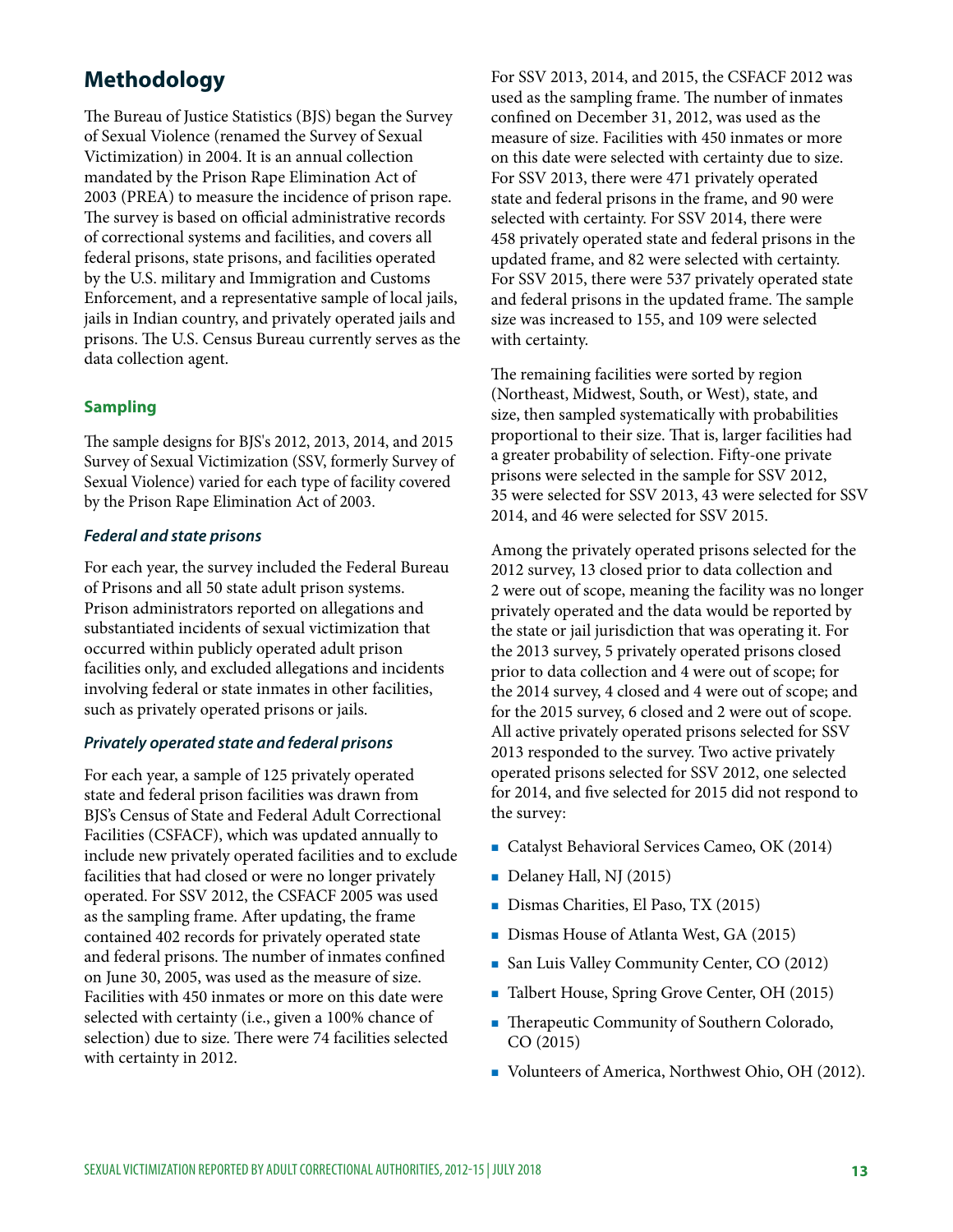## Methodology

The Bureau of Justice Statistics (BJS) began the Survey of Sexual Violence (renamed the Survey of Sexual Victimization) in 2004. It is an annual collection mandated by the Prison Rape Elimination Act of 2003 (PREA) to measure the incidence of prison rape. The survey is based on official administrative records of correctional systems and facilities, and covers all federal prisons, state prisons, and facilities operated by the U.S. military and Immigration and Customs Enforcement, and a representative sample of local jails, jails in Indian country, and privately operated jails and prisons. The U.S. Census Bureau currently serves as the data collection agent.

### Sampling

The sample designs for BJS's 2012, 2013, 2014, and 2015 Survey of Sexual Victimization (SSV, formerly Survey of Sexual Violence) varied for each type of facility covered by the Prison Rape Elimination Act of 2003.

#### *Federal and state prisons*

For each year, the survey included the Federal Bureau of Prisons and all 50 state adult prison systems. Prison administrators reported on allegations and substantiated incidents of sexual victimization that occurred within publicly operated adult prison facilities only, and excluded allegations and incidents involving federal or state inmates in other facilities, such as privately operated prisons or jails.

#### *Privately operated state and federal prisons*

For each year, a sample of 125 privately operated state and federal prison facilities was drawn from BJS's Census of State and Federal Adult Correctional Facilities (CSFACF), which was updated annually to include new privately operated facilities and to exclude facilities that had closed or were no longer privately operated. For SSV 2012, the CSFACF 2005 was used as the sampling frame. After updating, the frame contained 402 records for privately operated state and federal prisons. The number of inmates confined on June 30, 2005, was used as the measure of size. Facilities with 450 inmates or more on this date were selected with certainty (i.e., given a 100% chance of selection) due to size. There were 74 facilities selected with certainty in 2012.

For SSV 2013, 2014, and 2015, the CSFACF 2012 was used as the sampling frame. The number of inmates confined on December 31, 2012, was used as the measure of size. Facilities with 450 inmates or more on this date were selected with certainty due to size. For SSV 2013, there were 471 privately operated state and federal prisons in the frame, and 90 were selected with certainty. For SSV 2014, there were 458 privately operated state and federal prisons in the updated frame, and 82 were selected with certainty. For SSV 2015, there were 537 privately operated state and federal prisons in the updated frame. The sample size was increased to 155, and 109 were selected with certainty.

The remaining facilities were sorted by region (Northeast, Midwest, South, or West), state, and size, then sampled systematically with probabilities proportional to their size. That is, larger facilities had a greater probability of selection. Fifty-one private prisons were selected in the sample for SSV 2012, 35 were selected for SSV 2013, 43 were selected for SSV 2014, and 46 were selected for SSV 2015.

Among the privately operated prisons selected for the 2012 survey, 13 closed prior to data collection and 2 were out of scope, meaning the facility was no longer privately operated and the data would be reported by the state or jail jurisdiction that was operating it. For the 2013 survey, 5 privately operated prisons closed prior to data collection and 4 were out of scope; for the 2014 survey, 4 closed and 4 were out of scope; and for the 2015 survey, 6 closed and 2 were out of scope. All active privately operated prisons selected for SSV 2013 responded to the survey. Two active privately operated prisons selected for SSV 2012, one selected for 2014, and five selected for 2015 did not respond to the survey:

- Catalyst Behavioral Services Cameo, OK (2014)
- Delaney Hall, NJ (2015)
- Dismas Charities, El Paso, TX (2015)
- Dismas House of Atlanta West, GA (2015)
- San Luis Valley Community Center, CO (2012)
- Talbert House, Spring Grove Center, OH (2015)
- Therapeutic Community of Southern Colorado, CO (2015)
- Volunteers of America, Northwest Ohio, OH (2012).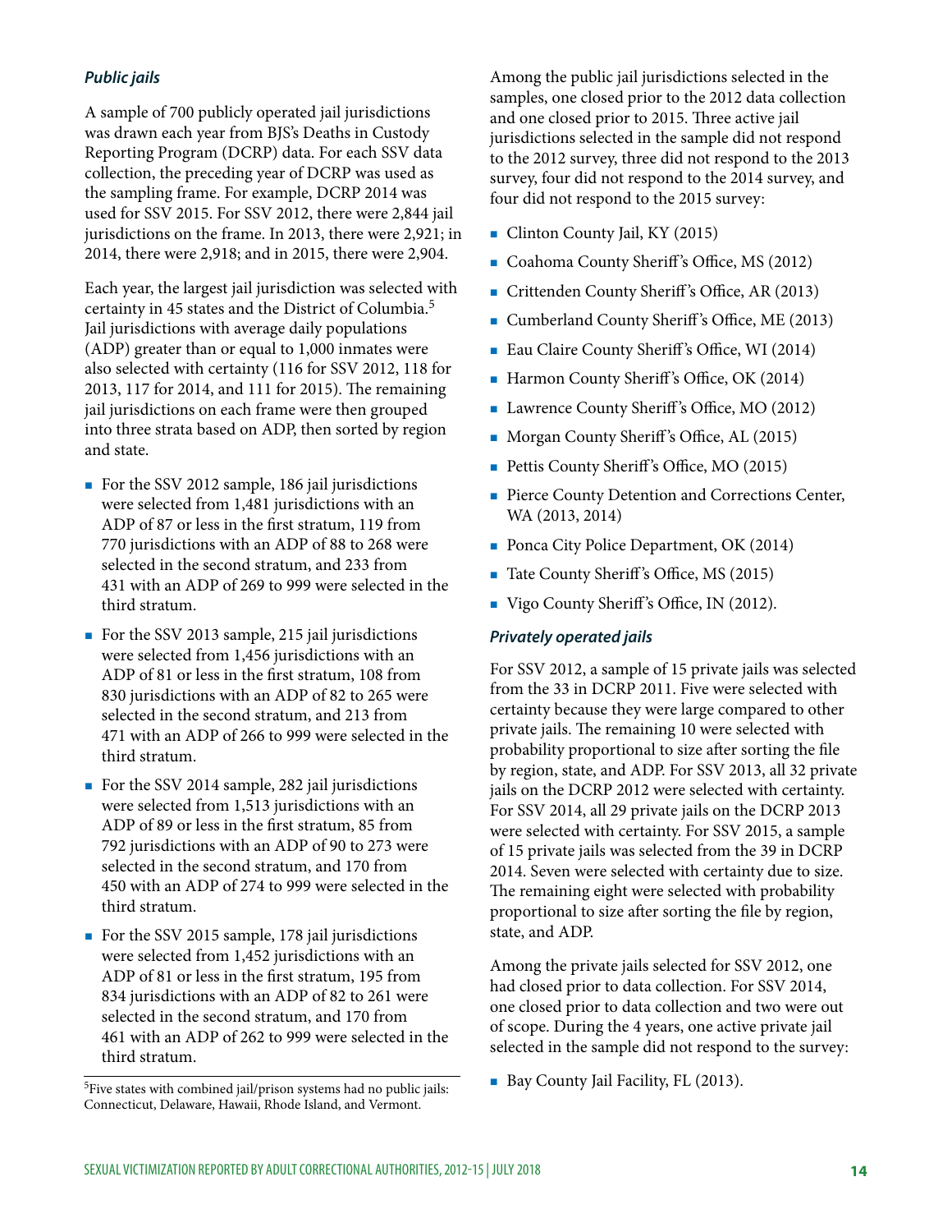### *Public jails*

A sample of 700 publicly operated jail jurisdictions was drawn each year from BJS's Deaths in Custody Reporting Program (DCRP) data. For each SSV data collection, the preceding year of DCRP was used as the sampling frame. For example, DCRP 2014 was used for SSV 2015. For SSV 2012, there were 2,844 jail jurisdictions on the frame. In 2013, there were 2,921; in 2014, there were 2,918; and in 2015, there were 2,904.

Each year, the largest jail jurisdiction was selected with certainty in 45 states and the District of Columbia.[5] Jail jurisdictions with average daily populations (ADP) greater than or equal to 1,000 inmates were also selected with certainty (116 for SSV 2012, 118 for 2013, 117 for 2014, and 111 for 2015). The remaining jail jurisdictions on each frame were then grouped into three strata based on ADP, then sorted by region and state.

- For the SSV 2012 sample, 186 jail jurisdictions were selected from 1,481 jurisdictions with an ADP of 87 or less in the first stratum, 119 from 770 jurisdictions with an ADP of 88 to 268 were selected in the second stratum, and 233 from 431 with an ADP of 269 to 999 were selected in the third stratum.
- For the SSV 2013 sample, 215 jail jurisdictions were selected from 1,456 jurisdictions with an ADP of 81 or less in the first stratum, 108 from 830 jurisdictions with an ADP of 82 to 265 were selected in the second stratum, and 213 from 471 with an ADP of 266 to 999 were selected in the third stratum.
- For the SSV 2014 sample, 282 jail jurisdictions were selected from 1,513 jurisdictions with an ADP of 89 or less in the first stratum, 85 from 792 jurisdictions with an ADP of 90 to 273 were selected in the second stratum, and 170 from 450 with an ADP of 274 to 999 were selected in the third stratum.
- For the SSV 2015 sample, 178 jail jurisdictions were selected from 1,452 jurisdictions with an ADP of 81 or less in the first stratum, 195 from 834 jurisdictions with an ADP of 82 to 261 were selected in the second stratum, and 170 from 461 with an ADP of 262 to 999 were selected in the third stratum.

[5]Five states with combined jail/prison systems had no public jails: Connecticut, Delaware, Hawaii, Rhode Island, and Vermont.

Among the public jail jurisdictions selected in the samples, one closed prior to the 2012 data collection and one closed prior to 2015. Three active jail jurisdictions selected in the sample did not respond to the 2012 survey, three did not respond to the 2013 survey, four did not respond to the 2014 survey, and four did not respond to the 2015 survey:

- Clinton County Jail, KY (2015)
- Coahoma County Sheriff's Office, MS (2012)
- Crittenden County Sheriff's Office, AR (2013)
- Cumberland County Sheriff's Office, ME (2013)
- Eau Claire County Sheriff's Office, WI (2014)
- Harmon County Sheriff's Office, OK (2014)
- Lawrence County Sheriff's Office, MO (2012)
- Morgan County Sheriff's Office, AL (2015)
- Pettis County Sheriff's Office, MO (2015)
- Pierce County Detention and Corrections Center, WA (2013, 2014)
- Ponca City Police Department, OK (2014)
- Tate County Sheriff's Office, MS (2015)
- Vigo County Sheriff's Office, IN (2012).

### *Privately operated jails*

For SSV 2012, a sample of 15 private jails was selected from the 33 in DCRP 2011. Five were selected with certainty because they were large compared to other private jails. The remaining 10 were selected with probability proportional to size after sorting the file by region, state, and ADP. For SSV 2013, all 32 private jails on the DCRP 2012 were selected with certainty. For SSV 2014, all 29 private jails on the DCRP 2013 were selected with certainty. For SSV 2015, a sample of 15 private jails was selected from the 39 in DCRP 2014. Seven were selected with certainty due to size. The remaining eight were selected with probability proportional to size after sorting the file by region, state, and ADP.

Among the private jails selected for SSV 2012, one had closed prior to data collection. For SSV 2014, one closed prior to data collection and two were out of scope. During the 4 years, one active private jail selected in the sample did not respond to the survey:

- Bay County Jail Facility, FL (2013).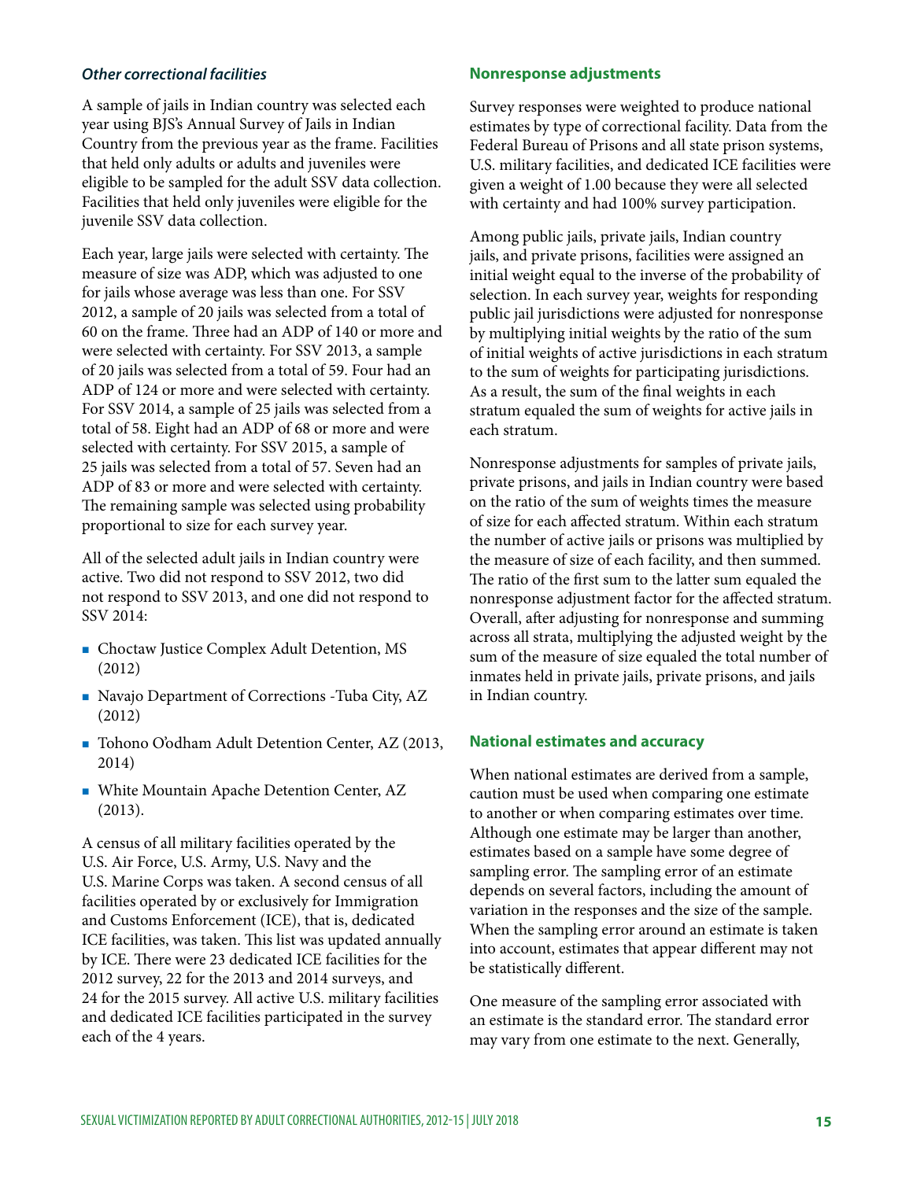### *Other correctional facilities*

A sample of jails in Indian country was selected each year using BJS's Annual Survey of Jails in Indian Country from the previous year as the frame. Facilities that held only adults or adults and juveniles were eligible to be sampled for the adult SSV data collection. Facilities that held only juveniles were eligible for the juvenile SSV data collection.

Each year, large jails were selected with certainty. The measure of size was ADP, which was adjusted to one for jails whose average was less than one. For SSV 2012, a sample of 20 jails was selected from a total of 60 on the frame. Three had an ADP of 140 or more and were selected with certainty. For SSV 2013, a sample of 20 jails was selected from a total of 59. Four had an ADP of 124 or more and were selected with certainty. For SSV 2014, a sample of 25 jails was selected from a total of 58. Eight had an ADP of 68 or more and were selected with certainty. For SSV 2015, a sample of 25 jails was selected from a total of 57. Seven had an ADP of 83 or more and were selected with certainty. The remaining sample was selected using probability proportional to size for each survey year.

All of the selected adult jails in Indian country were active. Two did not respond to SSV 2012, two did not respond to SSV 2013, and one did not respond to SSV 2014:

- Choctaw Justice Complex Adult Detention, MS (2012)
- Navajo Department of Corrections -Tuba City, AZ (2012)
- Tohono O'odham Adult Detention Center, AZ (2013, 2014)
- White Mountain Apache Detention Center, AZ (2013).

A census of all military facilities operated by the U.S. Air Force, U.S. Army, U.S. Navy and the U.S. Marine Corps was taken. A second census of all facilities operated by or exclusively for Immigration and Customs Enforcement (ICE), that is, dedicated ICE facilities, was taken. This list was updated annually by ICE. There were 23 dedicated ICE facilities for the 2012 survey, 22 for the 2013 and 2014 surveys, and 24 for the 2015 survey. All active U.S. military facilities and dedicated ICE facilities participated in the survey each of the 4 years.

### Nonresponse adjustments

Survey responses were weighted to produce national estimates by type of correctional facility. Data from the Federal Bureau of Prisons and all state prison systems, U.S. military facilities, and dedicated ICE facilities were given a weight of 1.00 because they were all selected with certainty and had 100% survey participation.

Among public jails, private jails, Indian country jails, and private prisons, facilities were assigned an initial weight equal to the inverse of the probability of selection. In each survey year, weights for responding public jail jurisdictions were adjusted for nonresponse by multiplying initial weights by the ratio of the sum of initial weights of active jurisdictions in each stratum to the sum of weights for participating jurisdictions. As a result, the sum of the final weights in each stratum equaled the sum of weights for active jails in each stratum.

Nonresponse adjustments for samples of private jails, private prisons, and jails in Indian country were based on the ratio of the sum of weights times the measure of size for each affected stratum. Within each stratum the number of active jails or prisons was multiplied by the measure of size of each facility, and then summed. The ratio of the first sum to the latter sum equaled the nonresponse adjustment factor for the affected stratum. Overall, after adjusting for nonresponse and summing across all strata, multiplying the adjusted weight by the sum of the measure of size equaled the total number of inmates held in private jails, private prisons, and jails in Indian country.

### National estimates and accuracy

When national estimates are derived from a sample, caution must be used when comparing one estimate to another or when comparing estimates over time. Although one estimate may be larger than another, estimates based on a sample have some degree of sampling error. The sampling error of an estimate depends on several factors, including the amount of variation in the responses and the size of the sample. When the sampling error around an estimate is taken into account, estimates that appear different may not be statistically different.

One measure of the sampling error associated with an estimate is the standard error. The standard error may vary from one estimate to the next. Generally,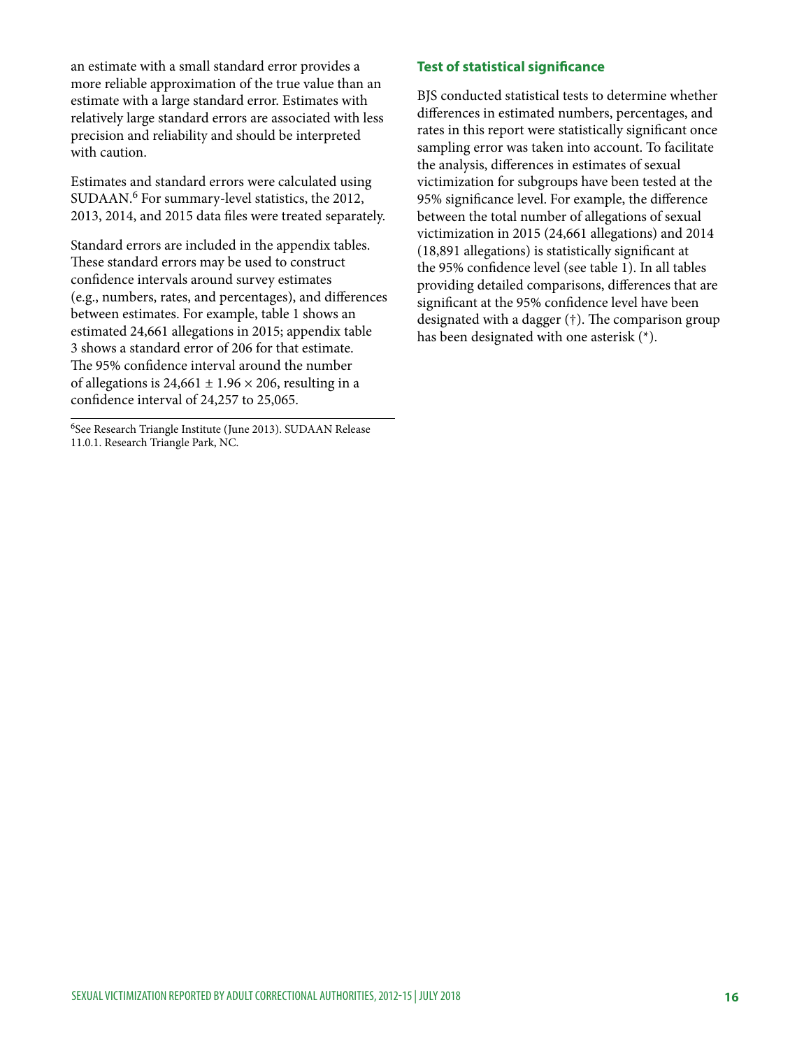an estimate with a small standard error provides a more reliable approximation of the true value than an estimate with a large standard error. Estimates with relatively large standard errors are associated with less precision and reliability and should be interpreted with caution.

Estimates and standard errors were calculated using SUDAAN.[6] For summary-level statistics, the 2012, 2013, 2014, and 2015 data files were treated separately.

Standard errors are included in the appendix tables. These standard errors may be used to construct confidence intervals around survey estimates (e.g., numbers, rates, and percentages), and differences between estimates. For example, table 1 shows an estimated 24,661 allegations in 2015; appendix table 3 shows a standard error of 206 for that estimate. The 95% confidence interval around the number of allegations is $24{,}661 \pm 1.96 \times 206$, resulting in a confidence interval of 24,257 to 25,065.

[6]See Research Triangle Institute (June 2013). SUDAAN Release 11.0.1. Research Triangle Park, NC.

### Test of statistical significance

BJS conducted statistical tests to determine whether differences in estimated numbers, percentages, and rates in this report were statistically significant once sampling error was taken into account. To facilitate the analysis, differences in estimates of sexual victimization for subgroups have been tested at the 95% significance level. For example, the difference between the total number of allegations of sexual victimization in 2015 (24,661 allegations) and 2014 (18,891 allegations) is statistically significant at the 95% confidence level (see table 1). In all tables providing detailed comparisons, differences that are significant at the 95% confidence level have been designated with a dagger (†). The comparison group has been designated with one asterisk (*).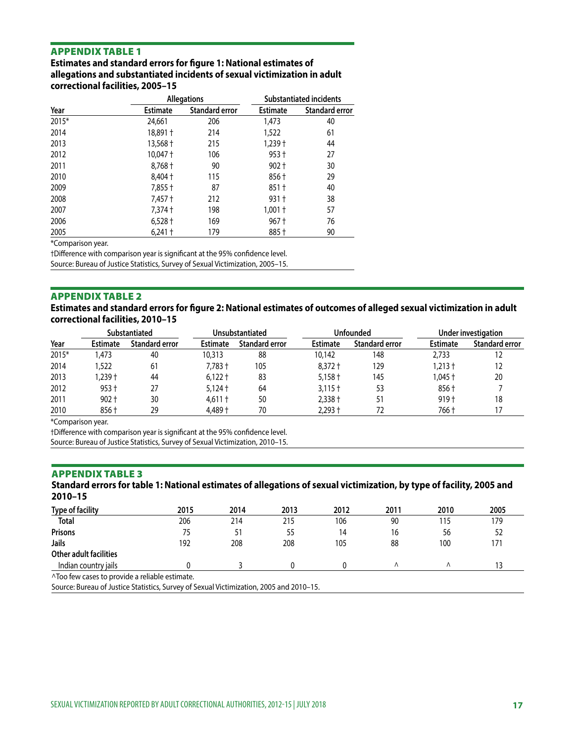## APPENDIX TABLE 1

**Estimates and standard errors for figure 1: National estimates of allegations and substantiated incidents of sexual victimization in adult correctional facilities, 2005–15**

| | Allegations | | Substantiated incidents | |
|---|---|---|---|---|
| Year | Estimate | Standard error | Estimate | Standard error |
| 2015* | 24,661 | 206 | 1,473 | 40 |
| 2014 | 18,891 † | 214 | 1,522 | 61 |
| 2013 | 13,568 † | 215 | 1,239 † | 44 |
| 2012 | 10,047 † | 106 | 953 † | 27 |
| 2011 | 8,768 † | 90 | 902 † | 30 |
| 2010 | 8,404 † | 115 | 856 † | 29 |
| 2009 | 7,855 † | 87 | 851 † | 40 |
| 2008 | 7,457 † | 212 | 931 † | 38 |
| 2007 | 7,374 † | 198 | 1,001 † | 57 |
| 2006 | 6,528 † | 169 | 967 † | 76 |
| 2005 | 6,241 † | 179 | 885 † | 90 |

*Comparison year.

†Difference with comparison year is significant at the 95% confidence level.

Source: Bureau of Justice Statistics, Survey of Sexual Victimization, 2005–15.

## APPENDIX TABLE 2

**Estimates and standard errors for figure 2: National estimates of outcomes of alleged sexual victimization in adult correctional facilities, 2010–15**

| | Substantiated | | Unsubstantiated | | Unfounded | | Under investigation | |
|---|---|---|---|---|---|---|---|---|
| Year | Estimate | Standard error | Estimate | Standard error | Estimate | Standard error | Estimate | Standard error |
| 2015* | 1,473 | 40 | 10,313 | 88 | 10,142 | 148 | 2,733 | 12 |
| 2014 | 1,522 | 61 | 7,783 † | 105 | 8,372 † | 129 | 1,213 † | 12 |
| 2013 | 1,239 † | 44 | 6,122 † | 83 | 5,158 † | 145 | 1,045 † | 20 |
| 2012 | 953 † | 27 | 5,124 † | 64 | 3,115 † | 53 | 856 † | 7 |
| 2011 | 902 † | 30 | 4,611 † | 50 | 2,338 † | 51 | 919 † | 18 |
| 2010 | 856 † | 29 | 4,489 † | 70 | 2,293 † | 72 | 766 † | 17 |

*Comparison year.

†Difference with comparison year is significant at the 95% confidence level.

Source: Bureau of Justice Statistics, Survey of Sexual Victimization, 2010–15.

## APPENDIX TABLE 3

**Standard errors for table 1: National estimates of allegations of sexual victimization, by type of facility, 2005 and 2010–15**

| Type of facility | 2015 | 2014 | 2013 | 2012 | 2011 | 2010 | 2005 |
|---|---|---|---|---|---|---|---|
| **Total** | 206 | 214 | 215 | 106 | 90 | 115 | 179 |
| **Prisons** | 75 | 51 | 55 | 14 | 16 | 56 | 52 |
| **Jails** | 192 | 208 | 208 | 105 | 88 | 100 | 171 |
| **Other adult facilities** | | | | | | | |
| Indian country jails | 0 | 3 | 0 | 0 | ^ | ^ | 13 |

^Too few cases to provide a reliable estimate.

Source: Bureau of Justice Statistics, Survey of Sexual Victimization, 2005 and 2010–15.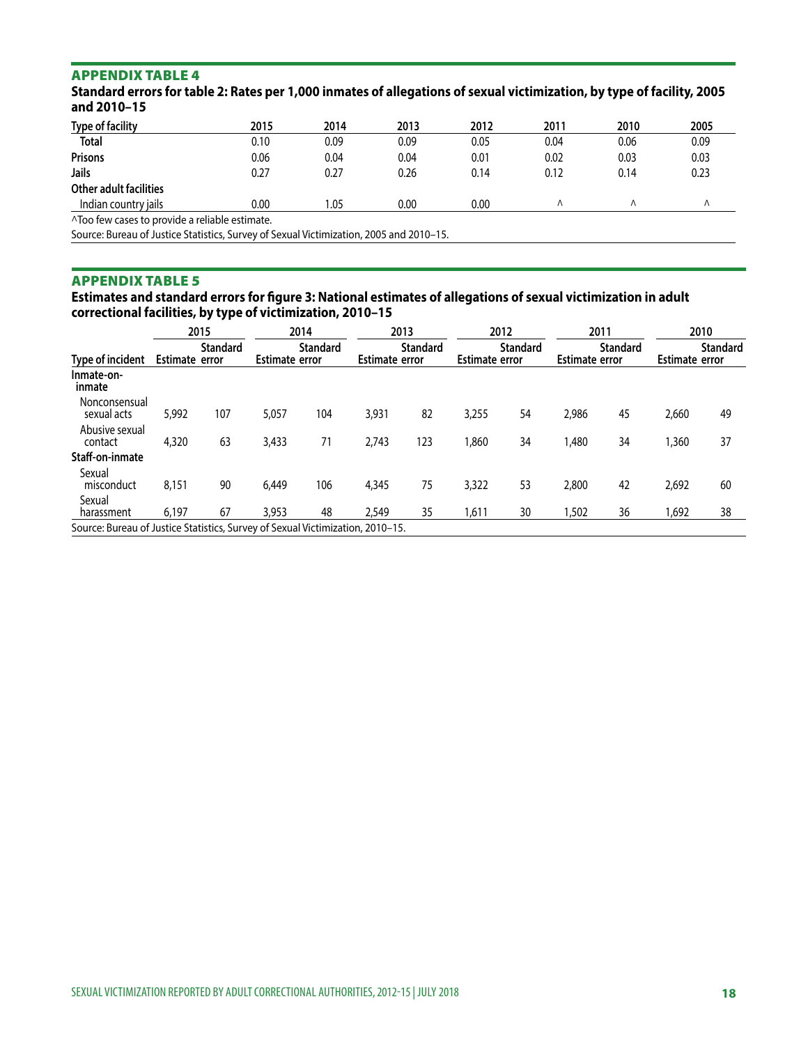## APPENDIX TABLE 4

**Standard errors for table 2: Rates per 1,000 inmates of allegations of sexual victimization, by type of facility, 2005 and 2010–15**

| Type of facility | 2015 | 2014 | 2013 | 2012 | 2011 | 2010 | 2005 |
|---|---|---|---|---|---|---|---|
| **Total** | 0.10 | 0.09 | 0.09 | 0.05 | 0.04 | 0.06 | 0.09 |
| **Prisons** | 0.06 | 0.04 | 0.04 | 0.01 | 0.02 | 0.03 | 0.03 |
| **Jails** | 0.27 | 0.27 | 0.26 | 0.14 | 0.12 | 0.14 | 0.23 |
| **Other adult facilities** | | | | | | | |
| Indian country jails | 0.00 | 1.05 | 0.00 | 0.00 | ^ | ^ | ^ |

^Too few cases to provide a reliable estimate.

Source: Bureau of Justice Statistics, Survey of Sexual Victimization, 2005 and 2010–15.

## APPENDIX TABLE 5

**Estimates and standard errors for figure 3: National estimates of allegations of sexual victimization in adult correctional facilities, by type of victimization, 2010–15**

| | 2015 | | 2014 | | 2013 | | 2012 | | 2011 | | 2010 | |
|---|---|---|---|---|---|---|---|---|---|---|---|---|
| Type of incident | Estimate | Standard error | Estimate | Standard error | Estimate | Standard error | Estimate | Standard error | Estimate | Standard error | Estimate | Standard error |
| **Inmate-on-inmate** | | | | | | | | | | | | |
| Nonconsensual sexual acts | 5,992 | 107 | 5,057 | 104 | 3,931 | 82 | 3,255 | 54 | 2,986 | 45 | 2,660 | 49 |
| Abusive sexual contact | 4,320 | 63 | 3,433 | 71 | 2,743 | 123 | 1,860 | 34 | 1,480 | 34 | 1,360 | 37 |
| **Staff-on-inmate** | | | | | | | | | | | | |
| Sexual misconduct | 8,151 | 90 | 6,449 | 106 | 4,345 | 75 | 3,322 | 53 | 2,800 | 42 | 2,692 | 60 |
| Sexual harassment | 6,197 | 67 | 3,953 | 48 | 2,549 | 35 | 1,611 | 30 | 1,502 | 36 | 1,692 | 38 |

Source: Bureau of Justice Statistics, Survey of Sexual Victimization, 2010–15.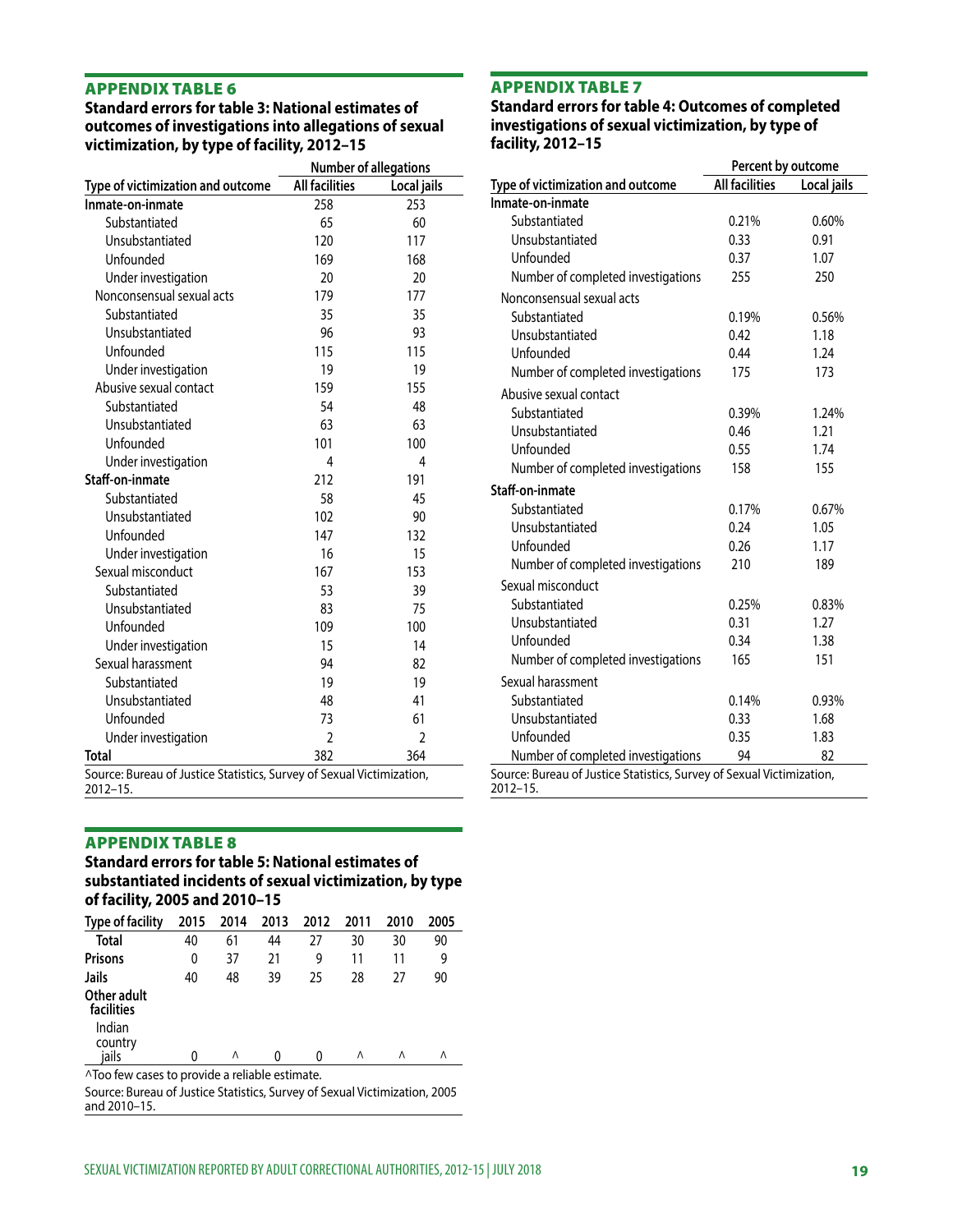## APPENDIX TABLE 6

### Standard errors for table 3: National estimates of outcomes of investigations into allegations of sexual victimization, by type of facility, 2012–15

| | Number of allegations | |
|---|---|---|
| Type of victimization and outcome | All facilities | Local jails |
| **Inmate-on-inmate** | 258 | 253 |
| Substantiated | 65 | 60 |
| Unsubstantiated | 120 | 117 |
| Unfounded | 169 | 168 |
| Under investigation | 20 | 20 |
| Nonconsensual sexual acts | 179 | 177 |
| Substantiated | 35 | 35 |
| Unsubstantiated | 96 | 93 |
| Unfounded | 115 | 115 |
| Under investigation | 19 | 19 |
| Abusive sexual contact | 159 | 155 |
| Substantiated | 54 | 48 |
| Unsubstantiated | 63 | 63 |
| Unfounded | 101 | 100 |
| Under investigation | 4 | 4 |
| **Staff-on-inmate** | 212 | 191 |
| Substantiated | 58 | 45 |
| Unsubstantiated | 102 | 90 |
| Unfounded | 147 | 132 |
| Under investigation | 16 | 15 |
| Sexual misconduct | 167 | 153 |
| Substantiated | 53 | 39 |
| Unsubstantiated | 83 | 75 |
| Unfounded | 109 | 100 |
| Under investigation | 15 | 14 |
| Sexual harassment | 94 | 82 |
| Substantiated | 19 | 19 |
| Unsubstantiated | 48 | 41 |
| Unfounded | 73 | 61 |
| Under investigation | 2 | 2 |
| **Total** | 382 | 364 |

Source: Bureau of Justice Statistics, Survey of Sexual Victimization, 2012–15.

## APPENDIX TABLE 7

### Standard errors for table 4: Outcomes of completed investigations of sexual victimization, by type of facility, 2012–15

| | Percent by outcome | |
|---|---|---|
| Type of victimization and outcome | All facilities | Local jails |
| **Inmate-on-inmate** | | |
| Substantiated | 0.21% | 0.60% |
| Unsubstantiated | 0.33 | 0.91 |
| Unfounded | 0.37 | 1.07 |
| Number of completed investigations | 255 | 250 |
| Nonconsensual sexual acts | | |
| Substantiated | 0.19% | 0.56% |
| Unsubstantiated | 0.42 | 1.18 |
| Unfounded | 0.44 | 1.24 |
| Number of completed investigations | 175 | 173 |
| Abusive sexual contact | | |
| Substantiated | 0.39% | 1.24% |
| Unsubstantiated | 0.46 | 1.21 |
| Unfounded | 0.55 | 1.74 |
| Number of completed investigations | 158 | 155 |
| **Staff-on-inmate** | | |
| Substantiated | 0.17% | 0.67% |
| Unsubstantiated | 0.24 | 1.05 |
| Unfounded | 0.26 | 1.17 |
| Number of completed investigations | 210 | 189 |
| Sexual misconduct | | |
| Substantiated | 0.25% | 0.83% |
| Unsubstantiated | 0.31 | 1.27 |
| Unfounded | 0.34 | 1.38 |
| Number of completed investigations | 165 | 151 |
| Sexual harassment | | |
| Substantiated | 0.14% | 0.93% |
| Unsubstantiated | 0.33 | 1.68 |
| Unfounded | 0.35 | 1.83 |
| Number of completed investigations | 94 | 82 |

Source: Bureau of Justice Statistics, Survey of Sexual Victimization, 2012–15.

## APPENDIX TABLE 8

### Standard errors for table 5: National estimates of substantiated incidents of sexual victimization, by type of facility, 2005 and 2010–15

| Type of facility | 2015 | 2014 | 2013 | 2012 | 2011 | 2010 | 2005 |
|---|---|---|---|---|---|---|---|
| **Total** | 40 | 61 | 44 | 27 | 30 | 30 | 90 |
| **Prisons** | 0 | 37 | 21 | 9 | 11 | 11 | 9 |
| **Jails** | 40 | 48 | 39 | 25 | 28 | 27 | 90 |
| **Other adult facilities** | | | | | | | |
| Indian country jails | 0 | ^ | 0 | 0 | ^ | ^ | ^ |

^Too few cases to provide a reliable estimate.

Source: Bureau of Justice Statistics, Survey of Sexual Victimization, 2005 and 2010–15.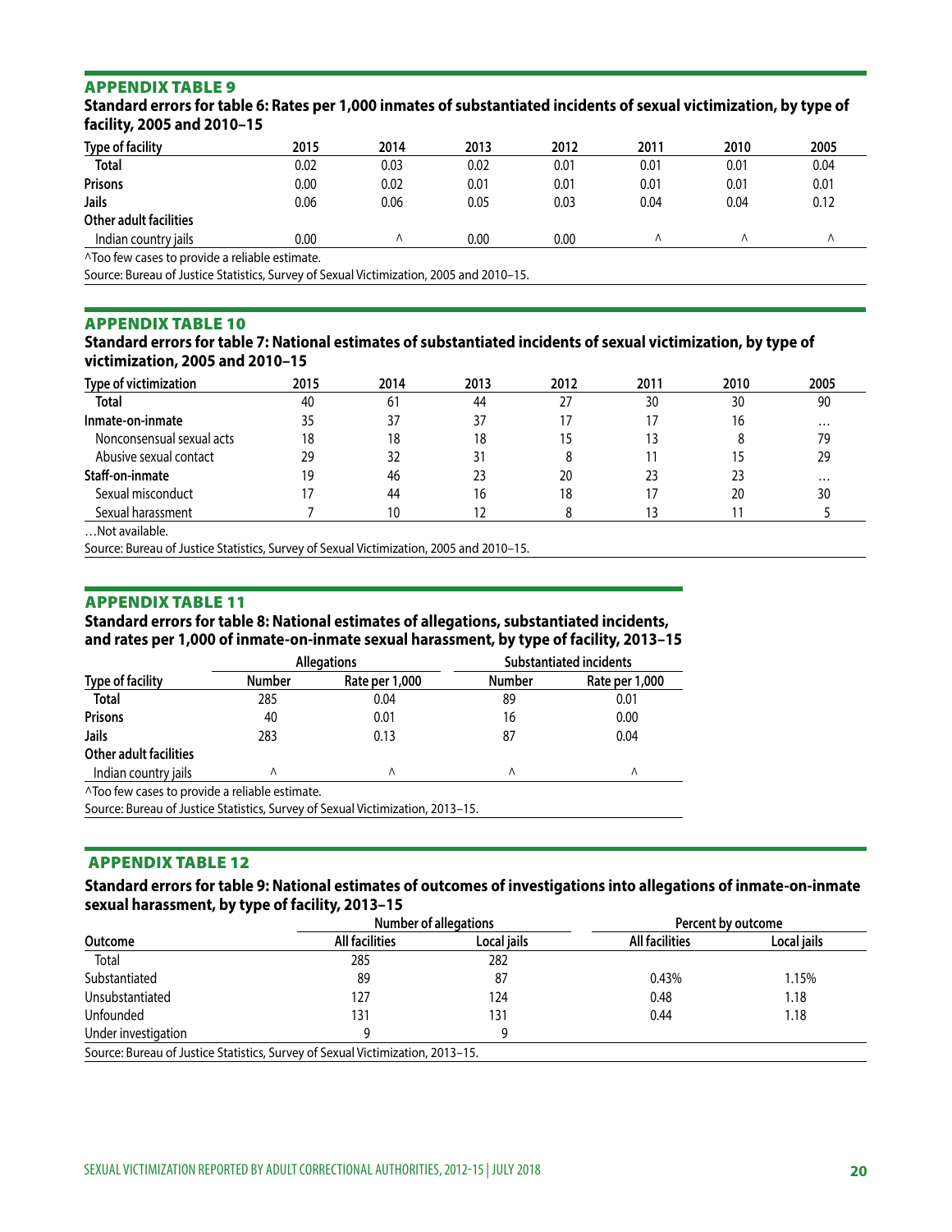## APPENDIX TABLE 9

**Standard errors for table 6: Rates per 1,000 inmates of substantiated incidents of sexual victimization, by type of facility, 2005 and 2010–15**

| Type of facility | 2015 | 2014 | 2013 | 2012 | 2011 | 2010 | 2005 |
|---|---|---|---|---|---|---|---|
| **Total** | 0.02 | 0.03 | 0.02 | 0.01 | 0.01 | 0.01 | 0.04 |
| **Prisons** | 0.00 | 0.02 | 0.01 | 0.01 | 0.01 | 0.01 | 0.01 |
| **Jails** | 0.06 | 0.06 | 0.05 | 0.03 | 0.04 | 0.04 | 0.12 |
| **Other adult facilities** | | | | | | | |
| Indian country jails | 0.00 | ^ | 0.00 | 0.00 | ^ | ^ | ^ |

^Too few cases to provide a reliable estimate.

Source: Bureau of Justice Statistics, Survey of Sexual Victimization, 2005 and 2010–15.

## APPENDIX TABLE 10

**Standard errors for table 7: National estimates of substantiated incidents of sexual victimization, by type of victimization, 2005 and 2010–15**

| Type of victimization | 2015 | 2014 | 2013 | 2012 | 2011 | 2010 | 2005 |
|---|---|---|---|---|---|---|---|
| **Total** | 40 | 61 | 44 | 27 | 30 | 30 | 90 |
| **Inmate-on-inmate** | 35 | 37 | 37 | 17 | 17 | 16 | … |
| Nonconsensual sexual acts | 18 | 18 | 18 | 15 | 13 | 8 | 79 |
| Abusive sexual contact | 29 | 32 | 31 | 8 | 11 | 15 | 29 |
| **Staff-on-inmate** | 19 | 46 | 23 | 20 | 23 | 23 | … |
| Sexual misconduct | 17 | 44 | 16 | 18 | 17 | 20 | 30 |
| Sexual harassment | 7 | 10 | 12 | 8 | 13 | 11 | 5 |

…Not available.

Source: Bureau of Justice Statistics, Survey of Sexual Victimization, 2005 and 2010–15.

## APPENDIX TABLE 11

**Standard errors for table 8: National estimates of allegations, substantiated incidents, and rates per 1,000 of inmate-on-inmate sexual harassment, by type of facility, 2013–15**

| | Allegations | | Substantiated incidents | |
|---|---|---|---|---|
| Type of facility | Number | Rate per 1,000 | Number | Rate per 1,000 |
| **Total** | 285 | 0.04 | 89 | 0.01 |
| **Prisons** | 40 | 0.01 | 16 | 0.00 |
| **Jails** | 283 | 0.13 | 87 | 0.04 |
| **Other adult facilities** | | | | |
| Indian country jails | ^ | ^ | ^ | ^ |

^Too few cases to provide a reliable estimate.

Source: Bureau of Justice Statistics, Survey of Sexual Victimization, 2013–15.

## APPENDIX TABLE 12

**Standard errors for table 9: National estimates of outcomes of investigations into allegations of inmate-on-inmate sexual harassment, by type of facility, 2013–15**

| | Number of allegations | | Percent by outcome | |
|---|---|---|---|---|
| Outcome | All facilities | Local jails | All facilities | Local jails |
| Total | 285 | 282 | | |
| Substantiated | 89 | 87 | 0.43% | 1.15% |
| Unsubstantiated | 127 | 124 | 0.48 | 1.18 |
| Unfounded | 131 | 131 | 0.44 | 1.18 |
| Under investigation | 9 | 9 | | |

Source: Bureau of Justice Statistics, Survey of Sexual Victimization, 2013–15.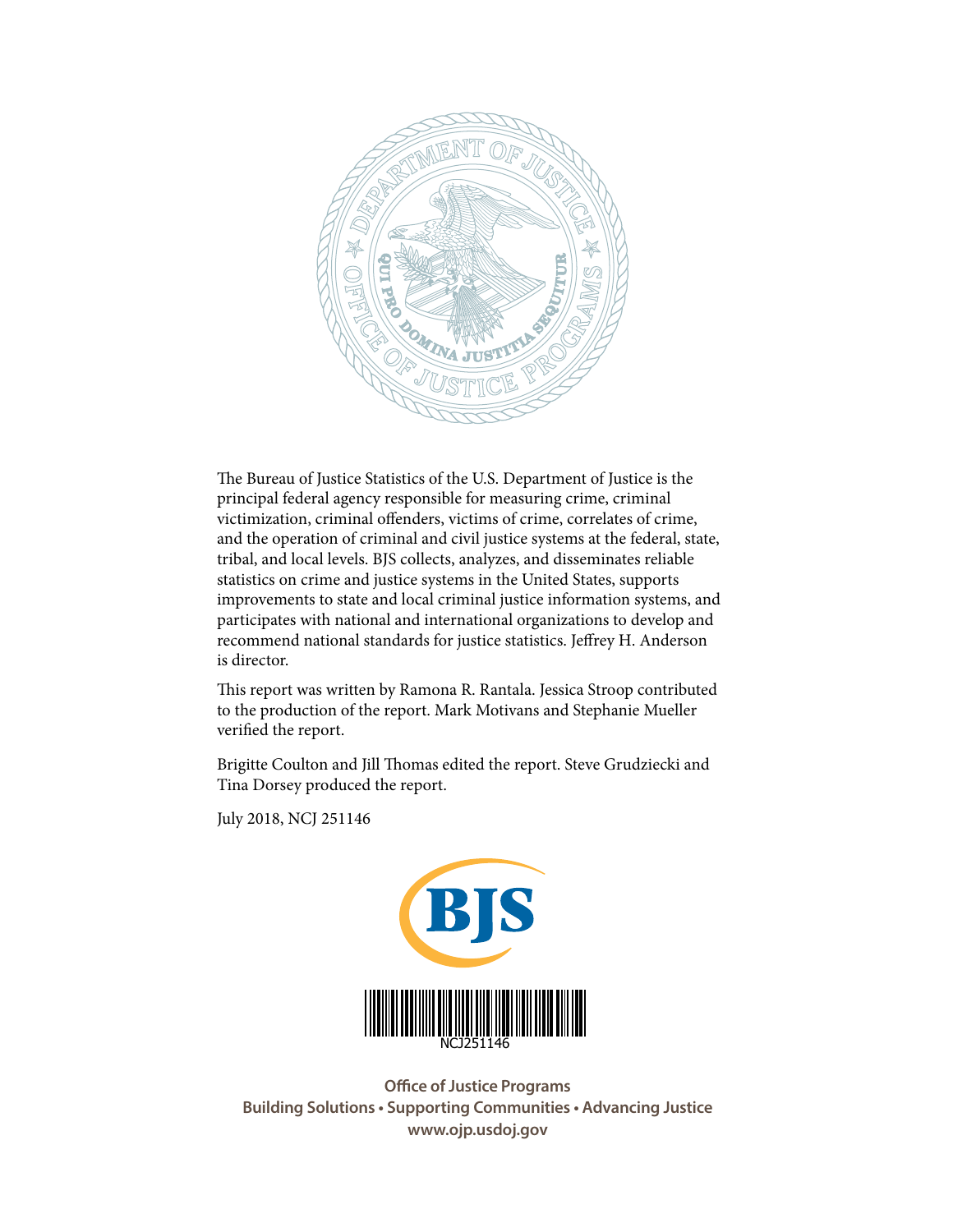The Bureau of Justice Statistics of the U.S. Department of Justice is the principal federal agency responsible for measuring crime, criminal victimization, criminal offenders, victims of crime, correlates of crime, and the operation of criminal and civil justice systems at the federal, state, tribal, and local levels. BJS collects, analyzes, and disseminates reliable statistics on crime and justice systems in the United States, supports improvements to state and local criminal justice information systems, and participates with national and international organizations to develop and recommend national standards for justice statistics. Jeffrey H. Anderson is director.

This report was written by Ramona R. Rantala. Jessica Stroop contributed to the production of the report. Mark Motivans and Stephanie Mueller verified the report.

Brigitte Coulton and Jill Thomas edited the report. Steve Grudziecki and Tina Dorsey produced the report.

July 2018, NCJ 251146

NCJ251146

**Office of Justice Programs**
**Building Solutions • Supporting Communities • Advancing Justice**
**www.ojp.usdoj.gov**